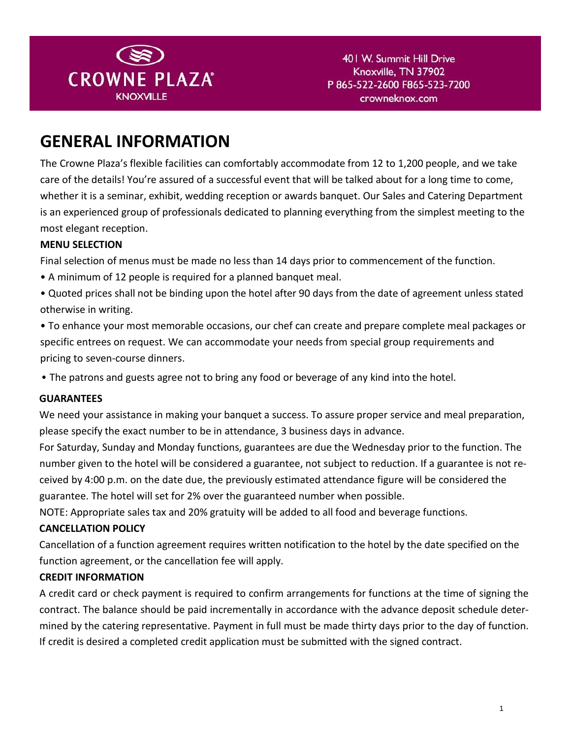CROWNE PLAZA®
KNOXVILLE

401 W. Summit Hill Drive
Knoxville, TN 37902
P 865-522-2600 F865-523-7200
crowneknox.com

# GENERAL INFORMATION

The Crowne Plaza's flexible facilities can comfortably accommodate from 12 to 1,200 people, and we take care of the details! You're assured of a successful event that will be talked about for a long time to come, whether it is a seminar, exhibit, wedding reception or awards banquet. Our Sales and Catering Department is an experienced group of professionals dedicated to planning everything from the simplest meeting to the most elegant reception.

**MENU SELECTION**

Final selection of menus must be made no less than 14 days prior to commencement of the function.

- A minimum of 12 people is required for a planned banquet meal.
- Quoted prices shall not be binding upon the hotel after 90 days from the date of agreement unless stated otherwise in writing.
- To enhance your most memorable occasions, our chef can create and prepare complete meal packages or specific entrees on request. We can accommodate your needs from special group requirements and pricing to seven-course dinners.
- The patrons and guests agree not to bring any food or beverage of any kind into the hotel.

**GUARANTEES**

We need your assistance in making your banquet a success. To assure proper service and meal preparation, please specify the exact number to be in attendance, 3 business days in advance.

For Saturday, Sunday and Monday functions, guarantees are due the Wednesday prior to the function. The number given to the hotel will be considered a guarantee, not subject to reduction. If a guarantee is not received by 4:00 p.m. on the date due, the previously estimated attendance figure will be considered the guarantee. The hotel will set for 2% over the guaranteed number when possible.

NOTE: Appropriate sales tax and 20% gratuity will be added to all food and beverage functions.

**CANCELLATION POLICY**

Cancellation of a function agreement requires written notification to the hotel by the date specified on the function agreement, or the cancellation fee will apply.

**CREDIT INFORMATION**

A credit card or check payment is required to confirm arrangements for functions at the time of signing the contract. The balance should be paid incrementally in accordance with the advance deposit schedule determined by the catering representative. Payment in full must be made thirty days prior to the day of function. If credit is desired a completed credit application must be submitted with the signed contract.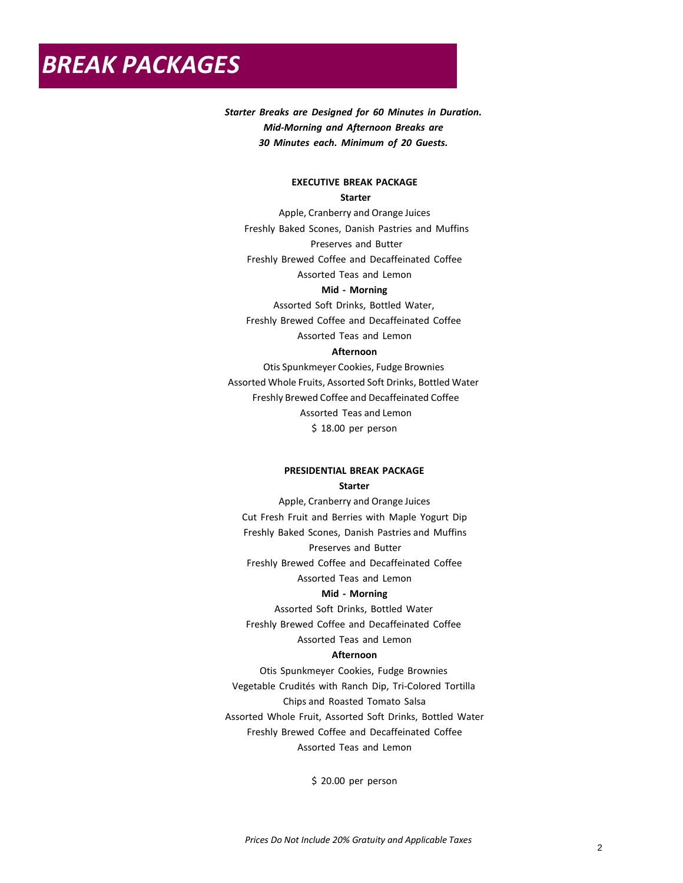# *BREAK PAGES*

# *BREAK PACKAGES*

***Starter Breaks are Designed for 60 Minutes in Duration. Mid-Morning and Afternoon Breaks are 30 Minutes each. Minimum of 20 Guests.***

**EXECUTIVE BREAK PACKAGE**

**Starter**

Apple, Cranberry and Orange Juices
Freshly Baked Scones, Danish Pastries and Muffins
Preserves and Butter
Freshly Brewed Coffee and Decaffeinated Coffee
Assorted Teas and Lemon

**Mid - Morning**

Assorted Soft Drinks, Bottled Water,
Freshly Brewed Coffee and Decaffeinated Coffee
Assorted Teas and Lemon

**Afternoon**

Otis Spunkmeyer Cookies, Fudge Brownies
Assorted Whole Fruits, Assorted Soft Drinks, Bottled Water
Freshly Brewed Coffee and Decaffeinated Coffee
Assorted Teas and Lemon

$ 18.00 per person

**PRESIDENTIAL BREAK PACKAGE**

**Starter**

Apple, Cranberry and Orange Juices
Cut Fresh Fruit and Berries with Maple Yogurt Dip
Freshly Baked Scones, Danish Pastries and Muffins
Preserves and Butter
Freshly Brewed Coffee and Decaffeinated Coffee
Assorted Teas and Lemon

**Mid - Morning**

Assorted Soft Drinks, Bottled Water
Freshly Brewed Coffee and Decaffeinated Coffee
Assorted Teas and Lemon

**Afternoon**

Otis Spunkmeyer Cookies, Fudge Brownies
Vegetable Crudités with Ranch Dip, Tri-Colored Tortilla Chips and Roasted Tomato Salsa
Assorted Whole Fruit, Assorted Soft Drinks, Bottled Water
Freshly Brewed Coffee and Decaffeinated Coffee
Assorted Teas and Lemon

$ 20.00 per person

*Prices Do Not Include 20% Gratuity and Applicable Taxes*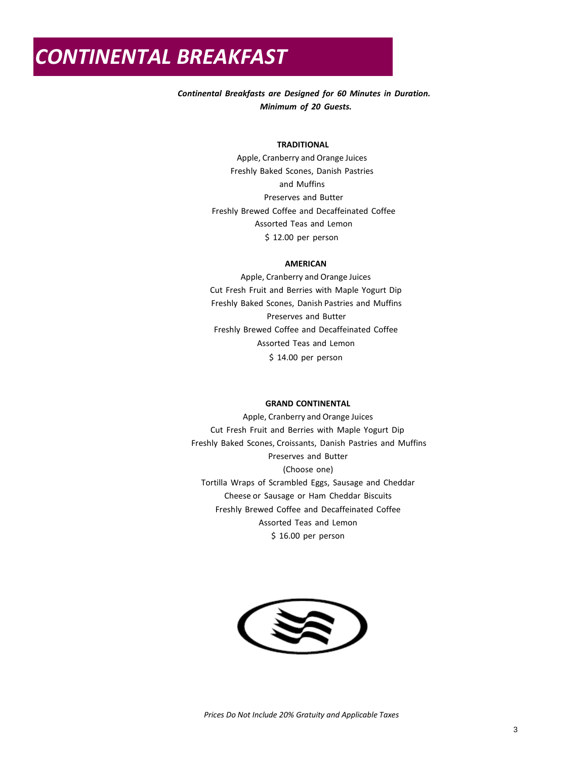# CONTINENTAL BREAKFAST

***Continental Breakfasts are Designed for 60 Minutes in Duration.***
***Minimum of 20 Guests.***

**TRADITIONAL**

Apple, Cranberry and Orange Juices
Freshly Baked Scones, Danish Pastries
and Muffins
Preserves and Butter
Freshly Brewed Coffee and Decaffeinated Coffee
Assorted Teas and Lemon
$ 12.00 per person

**AMERICAN**

Apple, Cranberry and Orange Juices
Cut Fresh Fruit and Berries with Maple Yogurt Dip
Freshly Baked Scones, Danish Pastries and Muffins
Preserves and Butter
Freshly Brewed Coffee and Decaffeinated Coffee
Assorted Teas and Lemon
$ 14.00 per person

**GRAND CONTINENTAL**

Apple, Cranberry and Orange Juices
Cut Fresh Fruit and Berries with Maple Yogurt Dip
Freshly Baked Scones, Croissants, Danish Pastries and Muffins
Preserves and Butter
(Choose one)
Tortilla Wraps of Scrambled Eggs, Sausage and Cheddar
Cheese or Sausage or Ham Cheddar Biscuits
Freshly Brewed Coffee and Decaffeinated Coffee
Assorted Teas and Lemon
$ 16.00 per person

*Prices Do Not Include 20% Gratuity and Applicable Taxes*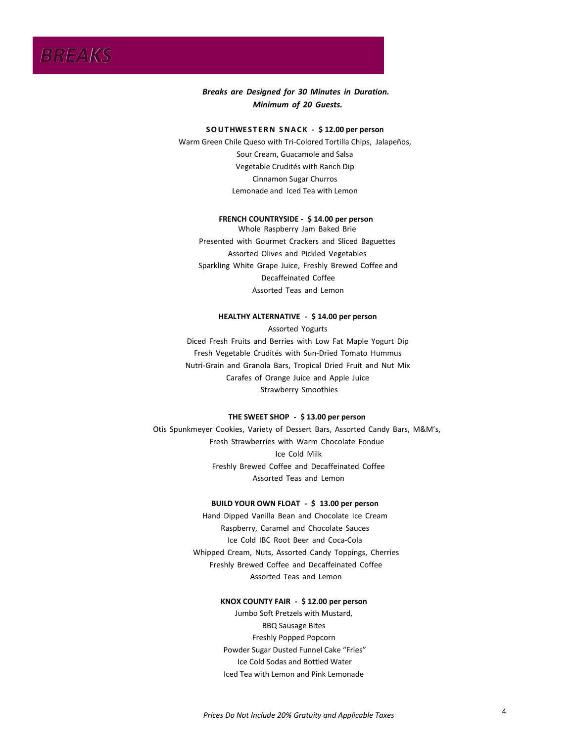# BREAKS

***Breaks are Designed for 30 Minutes in Duration.***
***Minimum of 20 Guests.***

**SOUTHWESTERN SNACK - $ 12.00 per person**

Warm Green Chile Queso with Tri-Colored Tortilla Chips, Jalapeños,
Sour Cream, Guacamole and Salsa
Vegetable Crudités with Ranch Dip
Cinnamon Sugar Churros
Lemonade and Iced Tea with Lemon

**FRENCH COUNTRYSIDE - $ 14.00 per person**

Whole Raspberry Jam Baked Brie
Presented with Gourmet Crackers and Sliced Baguettes
Assorted Olives and Pickled Vegetables
Sparkling White Grape Juice, Freshly Brewed Coffee and
Decaffeinated Coffee
Assorted Teas and Lemon

**HEALTHY ALTERNATIVE - $ 14.00 per person**

Assorted Yogurts
Diced Fresh Fruits and Berries with Low Fat Maple Yogurt Dip
Fresh Vegetable Crudités with Sun-Dried Tomato Hummus
Nutri-Grain and Granola Bars, Tropical Dried Fruit and Nut Mix
Carafes of Orange Juice and Apple Juice
Strawberry Smoothies

**THE SWEET SHOP - $ 13.00 per person**

Otis Spunkmeyer Cookies, Variety of Dessert Bars, Assorted Candy Bars, M&M's,
Fresh Strawberries with Warm Chocolate Fondue
Ice Cold Milk
Freshly Brewed Coffee and Decaffeinated Coffee
Assorted Teas and Lemon

**BUILD YOUR OWN FLOAT - $ 13.00 per person**

Hand Dipped Vanilla Bean and Chocolate Ice Cream
Raspberry, Caramel and Chocolate Sauces
Ice Cold IBC Root Beer and Coca-Cola
Whipped Cream, Nuts, Assorted Candy Toppings, Cherries
Freshly Brewed Coffee and Decaffeinated Coffee
Assorted Teas and Lemon

**KNOX COUNTY FAIR - $ 12.00 per person**

Jumbo Soft Pretzels with Mustard,
BBQ Sausage Bites
Freshly Popped Popcorn
Powder Sugar Dusted Funnel Cake "Fries"
Ice Cold Sodas and Bottled Water
Iced Tea with Lemon and Pink Lemonade

*Prices Do Not Include 20% Gratuity and Applicable Taxes*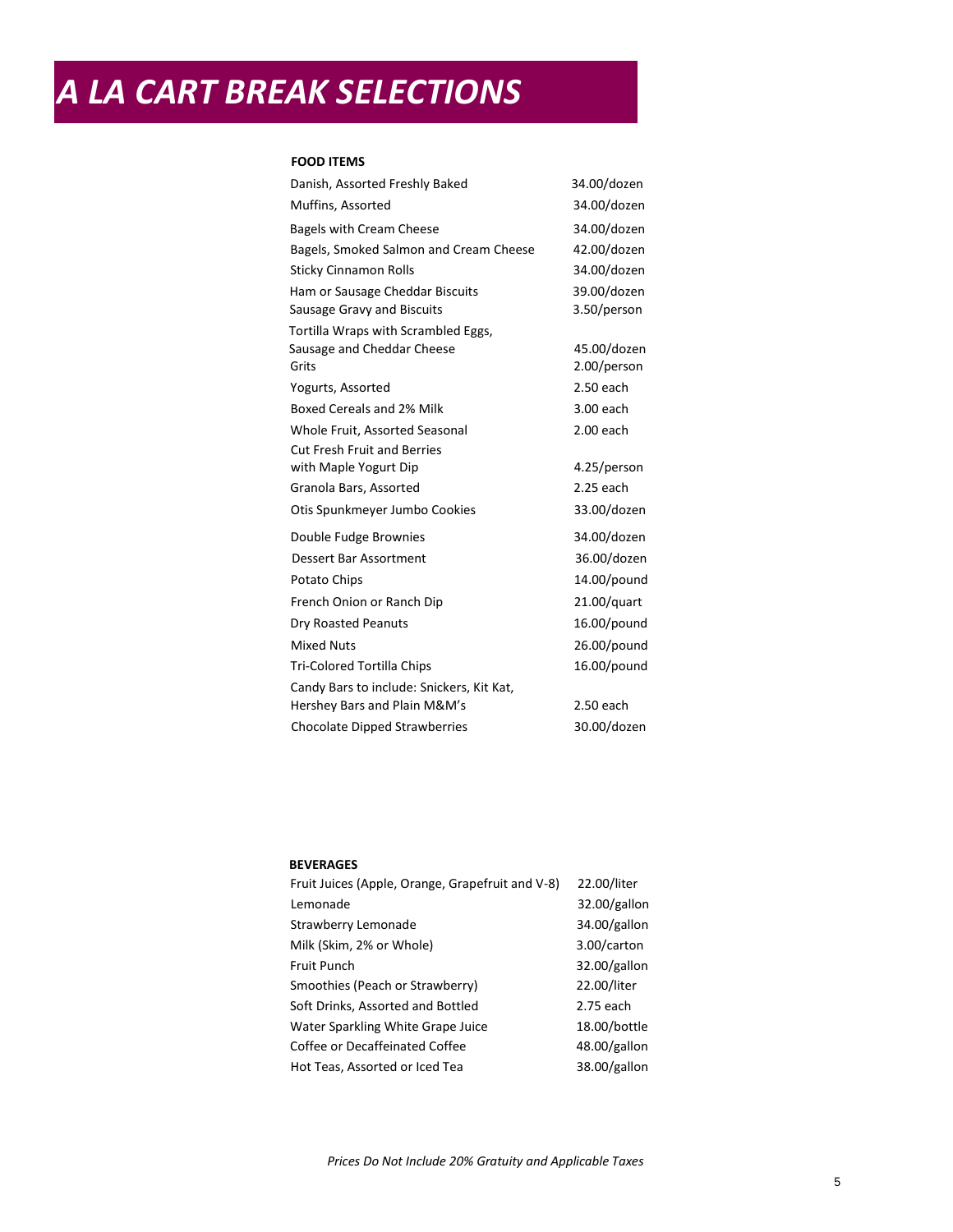# A LA CART BREAK SELECTIONS

**FOOD ITEMS**

| | |
|---|---|
| Danish, Assorted Freshly Baked | 34.00/dozen |
| Muffins, Assorted | 34.00/dozen |
| Bagels with Cream Cheese | 34.00/dozen |
| Bagels, Smoked Salmon and Cream Cheese | 42.00/dozen |
| Sticky Cinnamon Rolls | 34.00/dozen |
| Ham or Sausage Cheddar Biscuits | 39.00/dozen |
| Sausage Gravy and Biscuits | 3.50/person |
| Tortilla Wraps with Scrambled Eggs, Sausage and Cheddar Cheese | 45.00/dozen |
| Grits | 2.00/person |
| Yogurts, Assorted | 2.50 each |
| Boxed Cereals and 2% Milk | 3.00 each |
| Whole Fruit, Assorted Seasonal | 2.00 each |
| Cut Fresh Fruit and Berries with Maple Yogurt Dip | 4.25/person |
| Granola Bars, Assorted | 2.25 each |
| Otis Spunkmeyer Jumbo Cookies | 33.00/dozen |
| Double Fudge Brownies | 34.00/dozen |
| Dessert Bar Assortment | 36.00/dozen |
| Potato Chips | 14.00/pound |
| French Onion or Ranch Dip | 21.00/quart |
| Dry Roasted Peanuts | 16.00/pound |
| Mixed Nuts | 26.00/pound |
| Tri-Colored Tortilla Chips | 16.00/pound |
| Candy Bars to include: Snickers, Kit Kat, Hershey Bars and Plain M&M's | 2.50 each |
| Chocolate Dipped Strawberries | 30.00/dozen |

**BEVERAGES**

| | |
|---|---|
| Fruit Juices (Apple, Orange, Grapefruit and V-8) | 22.00/liter |
| Lemonade | 32.00/gallon |
| Strawberry Lemonade | 34.00/gallon |
| Milk (Skim, 2% or Whole) | 3.00/carton |
| Fruit Punch | 32.00/gallon |
| Smoothies (Peach or Strawberry) | 22.00/liter |
| Soft Drinks, Assorted and Bottled | 2.75 each |
| Water Sparkling White Grape Juice | 18.00/bottle |
| Coffee or Decaffeinated Coffee | 48.00/gallon |
| Hot Teas, Assorted or Iced Tea | 38.00/gallon |

*Prices Do Not Include 20% Gratuity and Applicable Taxes*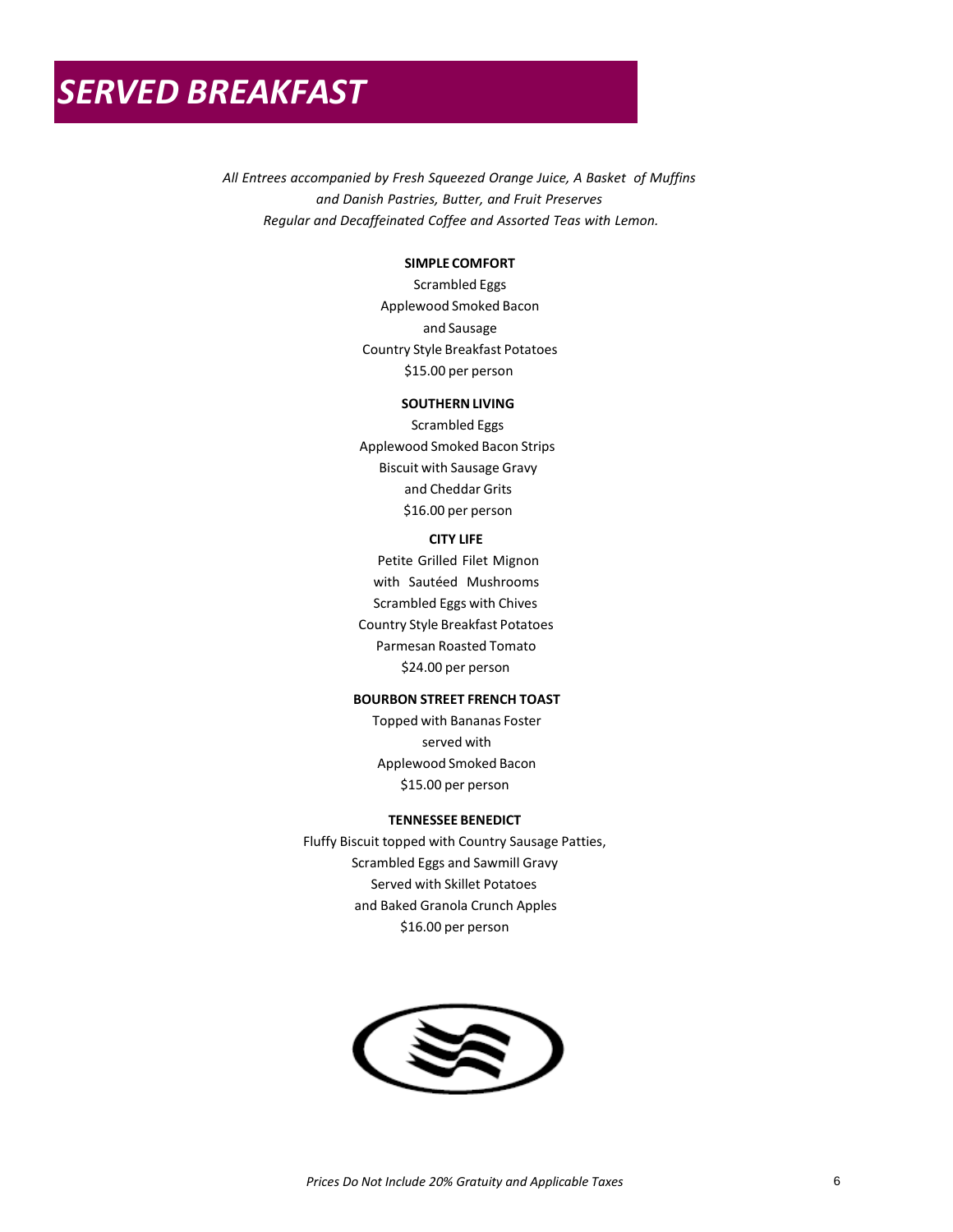# SERVED BREAKFAST

*All Entrees accompanied by Fresh Squeezed Orange Juice, A Basket of Muffins and Danish Pastries, Butter, and Fruit Preserves Regular and Decaffeinated Coffee and Assorted Teas with Lemon.*

**SIMPLE COMFORT**

Scrambled Eggs
Applewood Smoked Bacon
and Sausage
Country Style Breakfast Potatoes
$15.00 per person

**SOUTHERN LIVING**

Scrambled Eggs
Applewood Smoked Bacon Strips
Biscuit with Sausage Gravy
and Cheddar Grits
$16.00 per person

**CITY LIFE**

Petite Grilled Filet Mignon
with Sautéed Mushrooms
Scrambled Eggs with Chives
Country Style Breakfast Potatoes
Parmesan Roasted Tomato
$24.00 per person

**BOURBON STREET FRENCH TOAST**

Topped with Bananas Foster
served with
Applewood Smoked Bacon
$15.00 per person

**TENNESSEE BENEDICT**

Fluffy Biscuit topped with Country Sausage Patties,
Scrambled Eggs and Sawmill Gravy
Served with Skillet Potatoes
and Baked Granola Crunch Apples
$16.00 per person

*Prices Do Not Include 20% Gratuity and Applicable Taxes*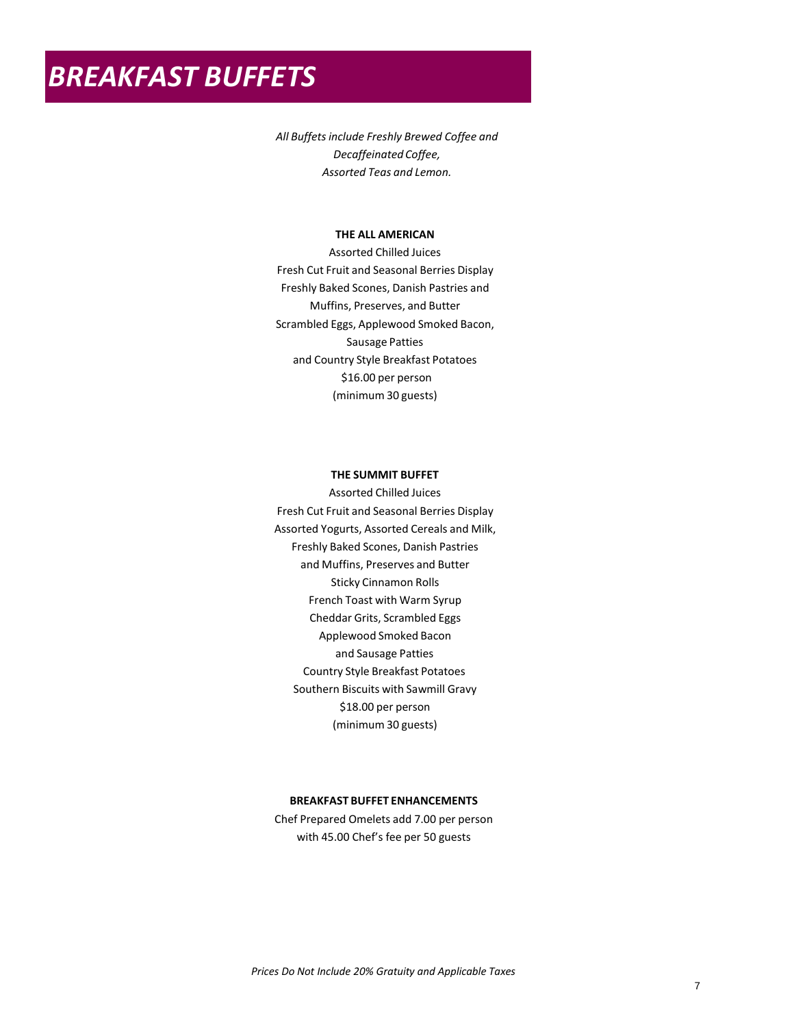# *BREAKFAST BUFFETS*

*All Buffets include Freshly Brewed Coffee and Decaffeinated Coffee, Assorted Teas and Lemon.*

**THE ALL AMERICAN**

Assorted Chilled Juices
Fresh Cut Fruit and Seasonal Berries Display
Freshly Baked Scones, Danish Pastries and Muffins, Preserves, and Butter
Scrambled Eggs, Applewood Smoked Bacon, Sausage Patties and Country Style Breakfast Potatoes
$16.00 per person
(minimum 30 guests)

**THE SUMMIT BUFFET**

Assorted Chilled Juices
Fresh Cut Fruit and Seasonal Berries Display
Assorted Yogurts, Assorted Cereals and Milk,
Freshly Baked Scones, Danish Pastries and Muffins, Preserves and Butter
Sticky Cinnamon Rolls
French Toast with Warm Syrup
Cheddar Grits, Scrambled Eggs
Applewood Smoked Bacon and Sausage Patties
Country Style Breakfast Potatoes
Southern Biscuits with Sawmill Gravy
$18.00 per person
(minimum 30 guests)

**BREAKFAST BUFFET ENHANCEMENTS**

Chef Prepared Omelets add 7.00 per person with 45.00 Chef's fee per 50 guests

*Prices Do Not Include 20% Gratuity and Applicable Taxes*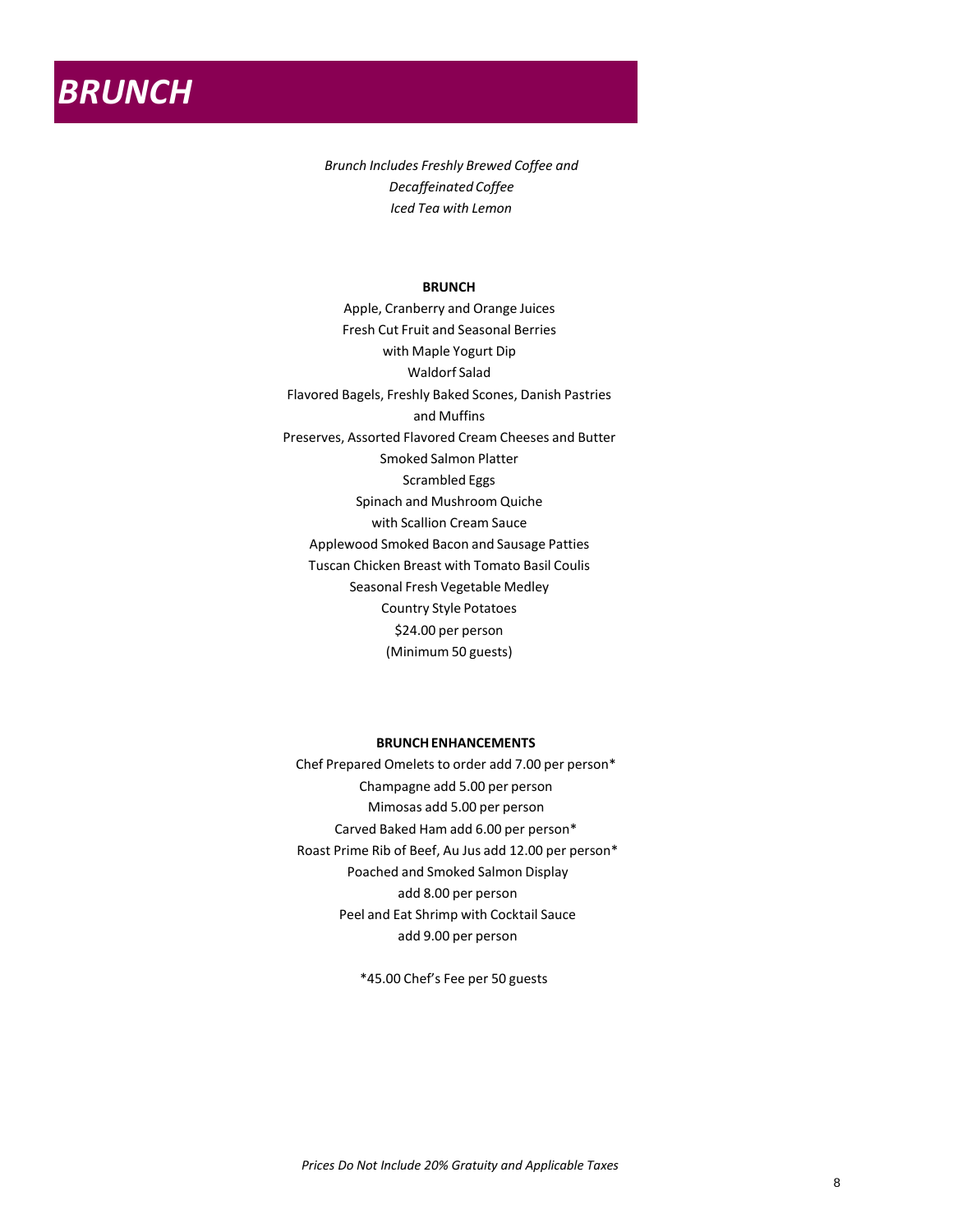# *BRUNCH*

*Brunch Includes Freshly Brewed Coffee and Decaffeinated Coffee*
*Iced Tea with Lemon*

**BRUNCH**

Apple, Cranberry and Orange Juices
Fresh Cut Fruit and Seasonal Berries with Maple Yogurt Dip
Waldorf Salad
Flavored Bagels, Freshly Baked Scones, Danish Pastries and Muffins
Preserves, Assorted Flavored Cream Cheeses and Butter
Smoked Salmon Platter
Scrambled Eggs
Spinach and Mushroom Quiche with Scallion Cream Sauce
Applewood Smoked Bacon and Sausage Patties
Tuscan Chicken Breast with Tomato Basil Coulis
Seasonal Fresh Vegetable Medley
Country Style Potatoes
$24.00 per person
(Minimum 50 guests)

**BRUNCH ENHANCEMENTS**

Chef Prepared Omelets to order add 7.00 per person*
Champagne add 5.00 per person
Mimosas add 5.00 per person
Carved Baked Ham add 6.00 per person*
Roast Prime Rib of Beef, Au Jus add 12.00 per person*
Poached and Smoked Salmon Display add 8.00 per person
Peel and Eat Shrimp with Cocktail Sauce add 9.00 per person

*45.00 Chef's Fee per 50 guests

*Prices Do Not Include 20% Gratuity and Applicable Taxes*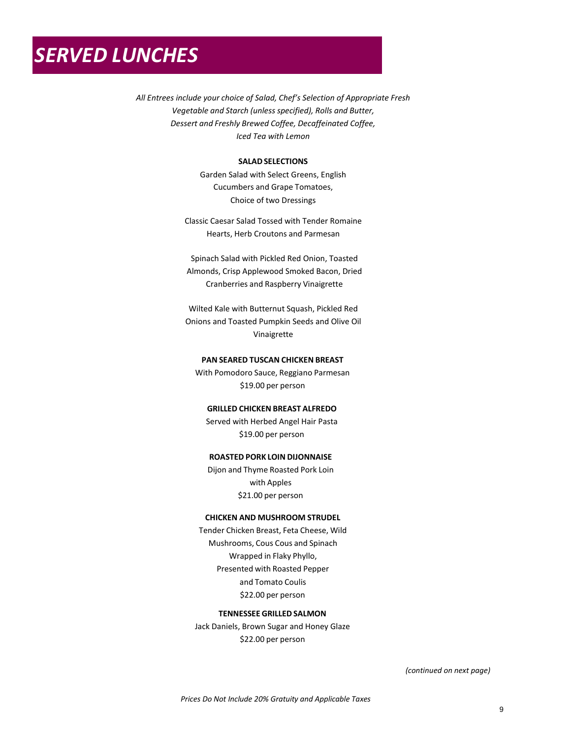# *SERVED LUNCHES*

*All Entrees include your choice of Salad, Chef's Selection of Appropriate Fresh Vegetable and Starch (unless specified), Rolls and Butter, Dessert and Freshly Brewed Coffee, Decaffeinated Coffee, Iced Tea with Lemon*

**SALAD SELECTIONS**

Garden Salad with Select Greens, English Cucumbers and Grape Tomatoes, Choice of two Dressings

Classic Caesar Salad Tossed with Tender Romaine Hearts, Herb Croutons and Parmesan

Spinach Salad with Pickled Red Onion, Toasted Almonds, Crisp Applewood Smoked Bacon, Dried Cranberries and Raspberry Vinaigrette

Wilted Kale with Butternut Squash, Pickled Red Onions and Toasted Pumpkin Seeds and Olive Oil Vinaigrette

**PAN SEARED TUSCAN CHICKEN BREAST**

With Pomodoro Sauce, Reggiano Parmesan
$19.00 per person

**GRILLED CHICKEN BREAST ALFREDO**

Served with Herbed Angel Hair Pasta
$19.00 per person

**ROASTED PORK LOIN DIJONNAISE**

Dijon and Thyme Roasted Pork Loin with Apples
$21.00 per person

**CHICKEN AND MUSHROOM STRUDEL**

Tender Chicken Breast, Feta Cheese, Wild Mushrooms, Cous Cous and Spinach Wrapped in Flaky Phyllo, Presented with Roasted Pepper and Tomato Coulis
$22.00 per person

**TENNESSEE GRILLED SALMON**

Jack Daniels, Brown Sugar and Honey Glaze
$22.00 per person

*(continued on next page)*

*Prices Do Not Include 20% Gratuity and Applicable Taxes*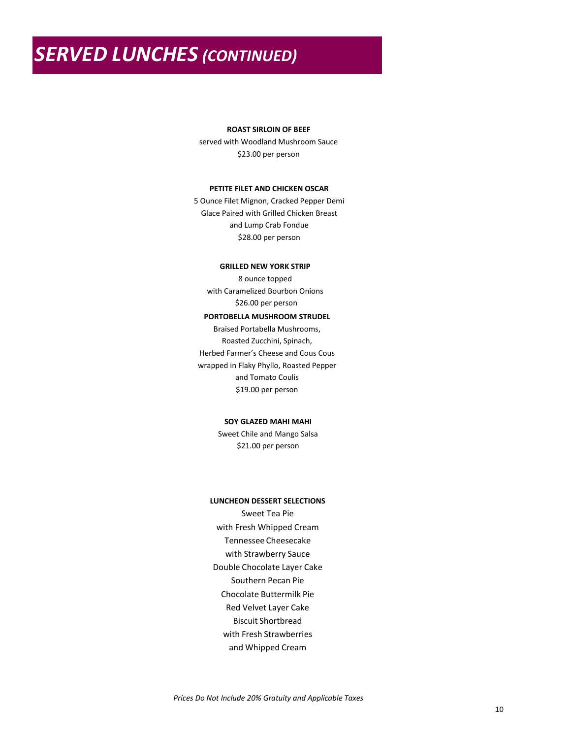# *SERVED LUNCHES (CONTINUED)*

**ROAST SIRLOIN OF BEEF**

served with Woodland Mushroom Sauce

$23.00 per person

**PETITE FILET AND CHICKEN OSCAR**

5 Ounce Filet Mignon, Cracked Pepper Demi Glace Paired with Grilled Chicken Breast and Lump Crab Fondue

$28.00 per person

**GRILLED NEW YORK STRIP**

8 ounce topped with Caramelized Bourbon Onions

$26.00 per person

**PORTOBELLA MUSHROOM STRUDEL**

Braised Portabella Mushrooms, Roasted Zucchini, Spinach, Herbed Farmer's Cheese and Cous Cous wrapped in Flaky Phyllo, Roasted Pepper and Tomato Coulis

$19.00 per person

**SOY GLAZED MAHI MAHI**

Sweet Chile and Mango Salsa

$21.00 per person

**LUNCHEON DESSERT SELECTIONS**

Sweet Tea Pie with Fresh Whipped Cream

Tennessee Cheesecake with Strawberry Sauce

Double Chocolate Layer Cake

Southern Pecan Pie

Chocolate Buttermilk Pie

Red Velvet Layer Cake

Biscuit Shortbread with Fresh Strawberries and Whipped Cream

*Prices Do Not Include 20% Gratuity and Applicable Taxes*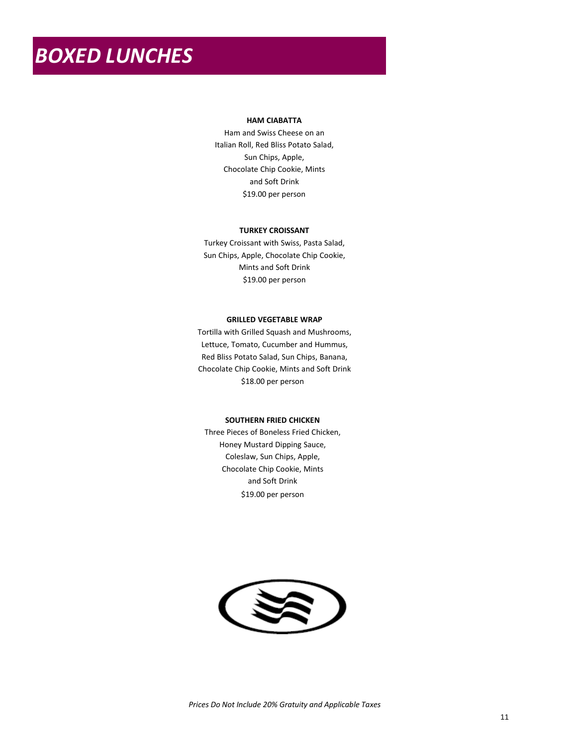# *BOXED LUNCHES*

**HAM CIABATTA**

Ham and Swiss Cheese on an Italian Roll, Red Bliss Potato Salad, Sun Chips, Apple, Chocolate Chip Cookie, Mints and Soft Drink

$19.00 per person

**TURKEY CROISSANT**

Turkey Croissant with Swiss, Pasta Salad, Sun Chips, Apple, Chocolate Chip Cookie, Mints and Soft Drink

$19.00 per person

**GRILLED VEGETABLE WRAP**

Tortilla with Grilled Squash and Mushrooms, Lettuce, Tomato, Cucumber and Hummus, Red Bliss Potato Salad, Sun Chips, Banana, Chocolate Chip Cookie, Mints and Soft Drink

$18.00 per person

**SOUTHERN FRIED CHICKEN**

Three Pieces of Boneless Fried Chicken, Honey Mustard Dipping Sauce, Coleslaw, Sun Chips, Apple, Chocolate Chip Cookie, Mints and Soft Drink

$19.00 per person

*Prices Do Not Include 20% Gratuity and Applicable Taxes*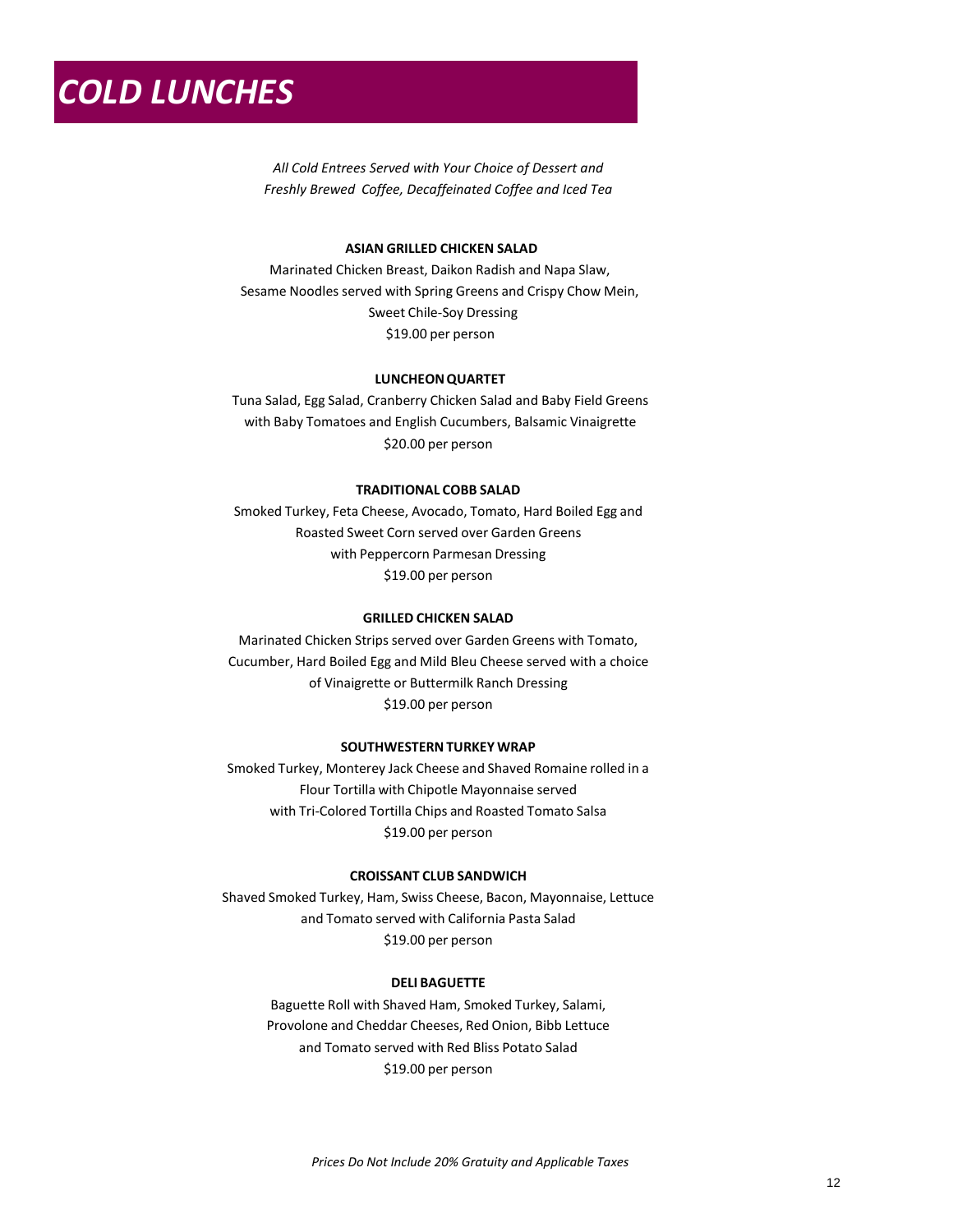# COLD LUNCHES

*All Cold Entrees Served with Your Choice of Dessert and Freshly Brewed Coffee, Decaffeinated Coffee and Iced Tea*

**ASIAN GRILLED CHICKEN SALAD**

Marinated Chicken Breast, Daikon Radish and Napa Slaw, Sesame Noodles served with Spring Greens and Crispy Chow Mein, Sweet Chile-Soy Dressing

$19.00 per person

**LUNCHEON QUARTET**

Tuna Salad, Egg Salad, Cranberry Chicken Salad and Baby Field Greens with Baby Tomatoes and English Cucumbers, Balsamic Vinaigrette

$20.00 per person

**TRADITIONAL COBB SALAD**

Smoked Turkey, Feta Cheese, Avocado, Tomato, Hard Boiled Egg and Roasted Sweet Corn served over Garden Greens with Peppercorn Parmesan Dressing

$19.00 per person

**GRILLED CHICKEN SALAD**

Marinated Chicken Strips served over Garden Greens with Tomato, Cucumber, Hard Boiled Egg and Mild Bleu Cheese served with a choice of Vinaigrette or Buttermilk Ranch Dressing

$19.00 per person

**SOUTHWESTERN TURKEY WRAP**

Smoked Turkey, Monterey Jack Cheese and Shaved Romaine rolled in a Flour Tortilla with Chipotle Mayonnaise served with Tri-Colored Tortilla Chips and Roasted Tomato Salsa

$19.00 per person

**CROISSANT CLUB SANDWICH**

Shaved Smoked Turkey, Ham, Swiss Cheese, Bacon, Mayonnaise, Lettuce and Tomato served with California Pasta Salad

$19.00 per person

**DELI BAGUETTE**

Baguette Roll with Shaved Ham, Smoked Turkey, Salami, Provolone and Cheddar Cheeses, Red Onion, Bibb Lettuce and Tomato served with Red Bliss Potato Salad

$19.00 per person

*Prices Do Not Include 20% Gratuity and Applicable Taxes*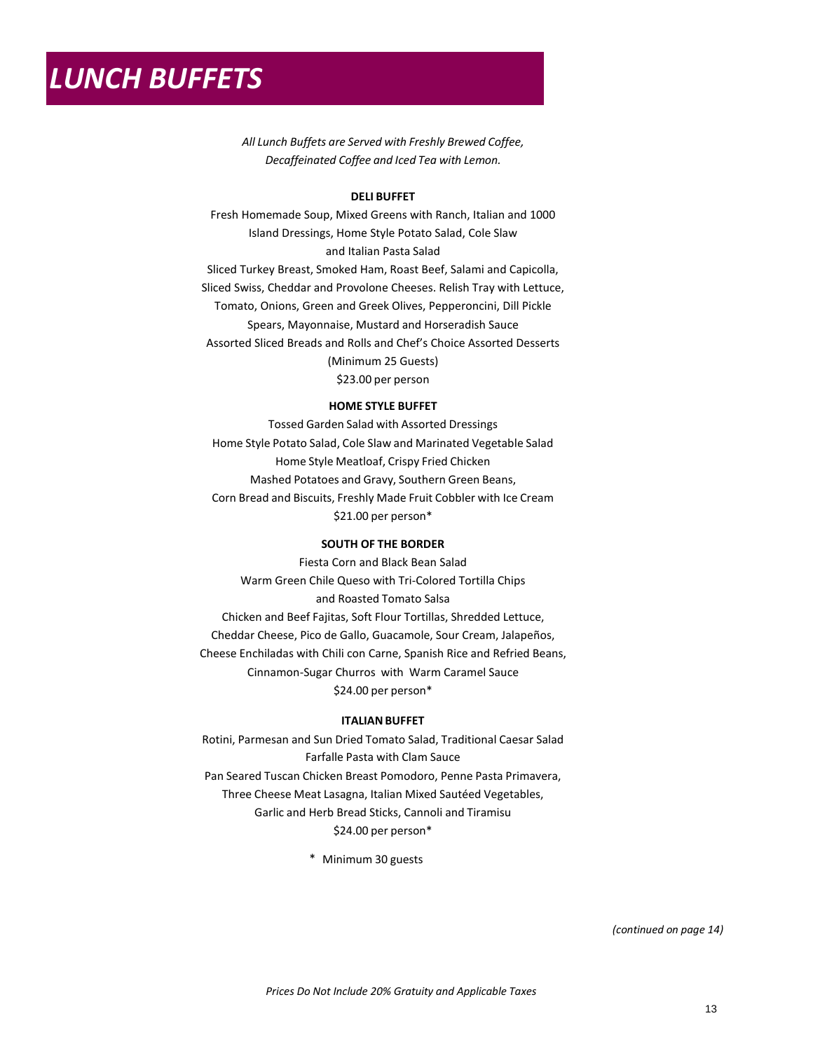# *LUNCH BUFFETS*

*All Lunch Buffets are Served with Freshly Brewed Coffee, Decaffeinated Coffee and Iced Tea with Lemon.*

**DELI BUFFET**

Fresh Homemade Soup, Mixed Greens with Ranch, Italian and 1000 Island Dressings, Home Style Potato Salad, Cole Slaw and Italian Pasta Salad

Sliced Turkey Breast, Smoked Ham, Roast Beef, Salami and Capicolla, Sliced Swiss, Cheddar and Provolone Cheeses. Relish Tray with Lettuce, Tomato, Onions, Green and Greek Olives, Pepperoncini, Dill Pickle Spears, Mayonnaise, Mustard and Horseradish Sauce

Assorted Sliced Breads and Rolls and Chef's Choice Assorted Desserts

(Minimum 25 Guests)

$23.00 per person

**HOME STYLE BUFFET**

Tossed Garden Salad with Assorted Dressings

Home Style Potato Salad, Cole Slaw and Marinated Vegetable Salad

Home Style Meatloaf, Crispy Fried Chicken

Mashed Potatoes and Gravy, Southern Green Beans,

Corn Bread and Biscuits, Freshly Made Fruit Cobbler with Ice Cream

$21.00 per person*

**SOUTH OF THE BORDER**

Fiesta Corn and Black Bean Salad

Warm Green Chile Queso with Tri-Colored Tortilla Chips and Roasted Tomato Salsa

Chicken and Beef Fajitas, Soft Flour Tortillas, Shredded Lettuce, Cheddar Cheese, Pico de Gallo, Guacamole, Sour Cream, Jalapeños, Cheese Enchiladas with Chili con Carne, Spanish Rice and Refried Beans, Cinnamon-Sugar Churros with Warm Caramel Sauce

$24.00 per person*

**ITALIAN BUFFET**

Rotini, Parmesan and Sun Dried Tomato Salad, Traditional Caesar Salad

Farfalle Pasta with Clam Sauce

Pan Seared Tuscan Chicken Breast Pomodoro, Penne Pasta Primavera, Three Cheese Meat Lasagna, Italian Mixed Sautéed Vegetables, Garlic and Herb Bread Sticks, Cannoli and Tiramisu

$24.00 per person*

\* Minimum 30 guests

*(continued on page 14)*

*Prices Do Not Include 20% Gratuity and Applicable Taxes*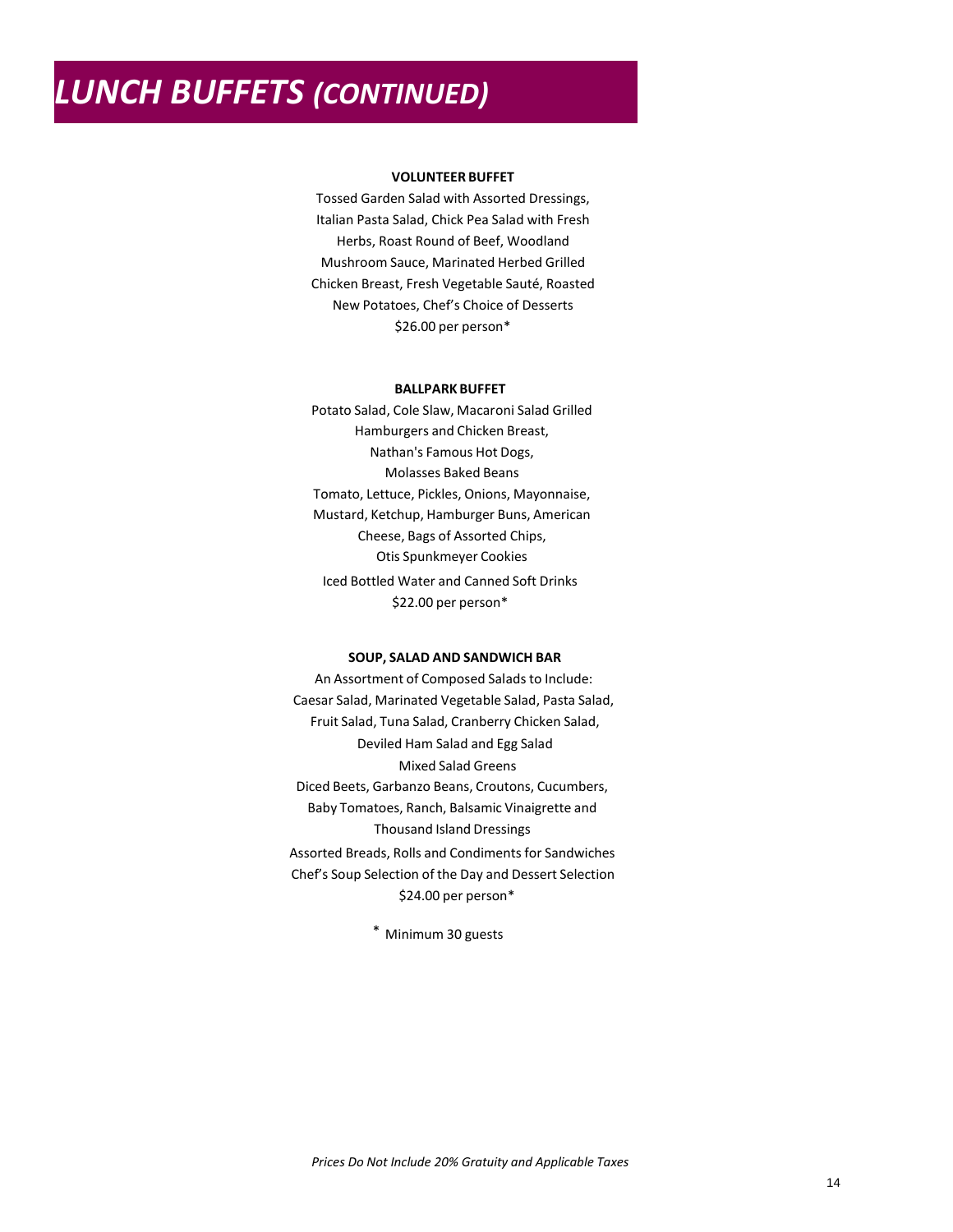# *LUNCH BUFFETS (CONTINUED)*

**VOLUNTEER BUFFET**

Tossed Garden Salad with Assorted Dressings, Italian Pasta Salad, Chick Pea Salad with Fresh Herbs, Roast Round of Beef, Woodland Mushroom Sauce, Marinated Herbed Grilled Chicken Breast, Fresh Vegetable Sauté, Roasted New Potatoes, Chef's Choice of Desserts

$26.00 per person*

**BALLPARK BUFFET**

Potato Salad, Cole Slaw, Macaroni Salad Grilled Hamburgers and Chicken Breast, Nathan's Famous Hot Dogs, Molasses Baked Beans

Tomato, Lettuce, Pickles, Onions, Mayonnaise, Mustard, Ketchup, Hamburger Buns, American Cheese, Bags of Assorted Chips, Otis Spunkmeyer Cookies

Iced Bottled Water and Canned Soft Drinks

$22.00 per person*

**SOUP, SALAD AND SANDWICH BAR**

An Assortment of Composed Salads to Include: Caesar Salad, Marinated Vegetable Salad, Pasta Salad, Fruit Salad, Tuna Salad, Cranberry Chicken Salad, Deviled Ham Salad and Egg Salad

Mixed Salad Greens

Diced Beets, Garbanzo Beans, Croutons, Cucumbers, Baby Tomatoes, Ranch, Balsamic Vinaigrette and Thousand Island Dressings

Assorted Breads, Rolls and Condiments for Sandwiches

Chef's Soup Selection of the Day and Dessert Selection

$24.00 per person*

\* Minimum 30 guests

*Prices Do Not Include 20% Gratuity and Applicable Taxes*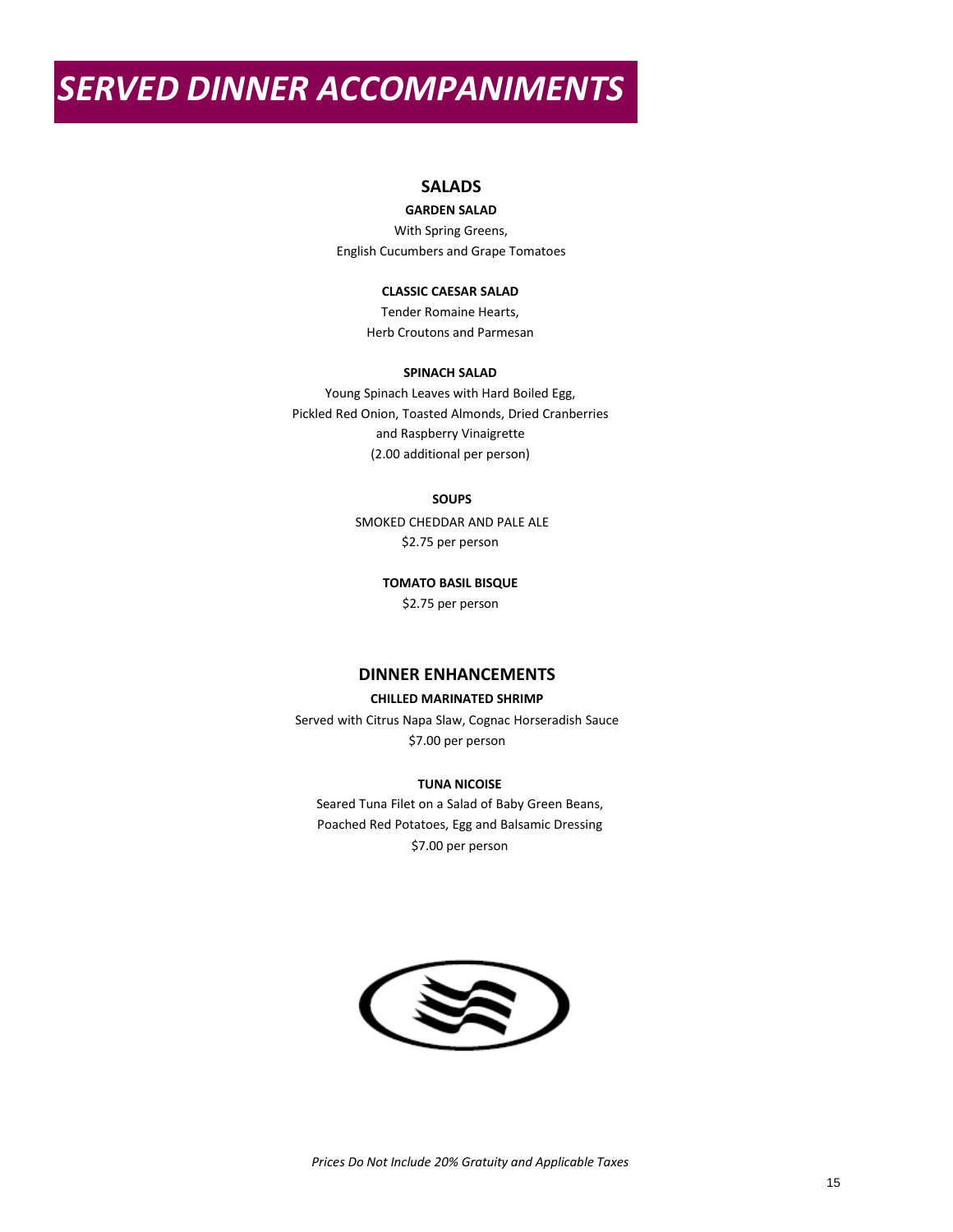# *SERVED DINNER ACCOMPANIMENTS*

## SALADS

**GARDEN SALAD**

With Spring Greens,
English Cucumbers and Grape Tomatoes

**CLASSIC CAESAR SALAD**

Tender Romaine Hearts,
Herb Croutons and Parmesan

**SPINACH SALAD**

Young Spinach Leaves with Hard Boiled Egg,
Pickled Red Onion, Toasted Almonds, Dried Cranberries
and Raspberry Vinaigrette
(2.00 additional per person)

**SOUPS**

SMOKED CHEDDAR AND PALE ALE
$2.75 per person

**TOMATO BASIL BISQUE**

$2.75 per person

## DINNER ENHANCEMENTS

**CHILLED MARINATED SHRIMP**

Served with Citrus Napa Slaw, Cognac Horseradish Sauce
$7.00 per person

**TUNA NICOISE**

Seared Tuna Filet on a Salad of Baby Green Beans,
Poached Red Potatoes, Egg and Balsamic Dressing
$7.00 per person

*Prices Do Not Include 20% Gratuity and Applicable Taxes*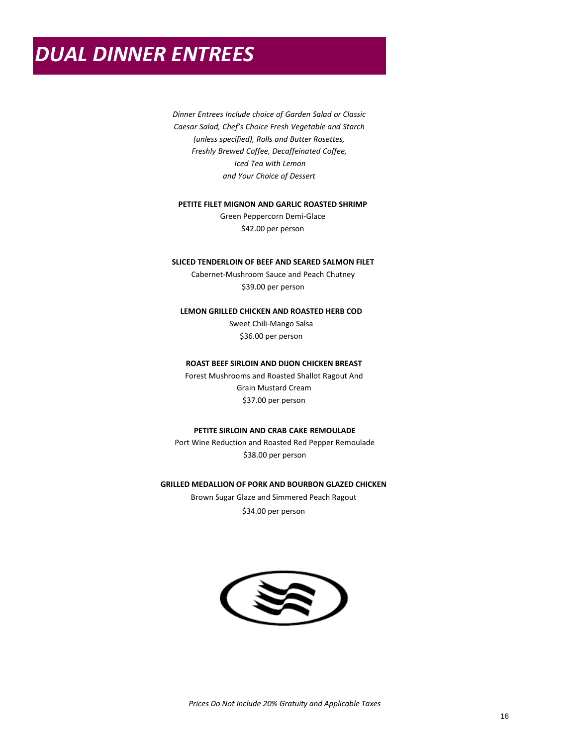# *DUAL DINNER ENTREES*

*Dinner Entrees Include choice of Garden Salad or Classic Caesar Salad, Chef's Choice Fresh Vegetable and Starch (unless specified), Rolls and Butter Rosettes, Freshly Brewed Coffee, Decaffeinated Coffee, Iced Tea with Lemon and Your Choice of Dessert*

**PETITE FILET MIGNON AND GARLIC ROASTED SHRIMP**

Green Peppercorn Demi-Glace

$42.00 per person

**SLICED TENDERLOIN OF BEEF AND SEARED SALMON FILET**

Cabernet-Mushroom Sauce and Peach Chutney

$39.00 per person

**LEMON GRILLED CHICKEN AND ROASTED HERB COD**

Sweet Chili-Mango Salsa

$36.00 per person

**ROAST BEEF SIRLOIN AND DIJON CHICKEN BREAST**

Forest Mushrooms and Roasted Shallot Ragout And Grain Mustard Cream

$37.00 per person

**PETITE SIRLOIN AND CRAB CAKE REMOULADE**

Port Wine Reduction and Roasted Red Pepper Remoulade

$38.00 per person

**GRILLED MEDALLION OF PORK AND BOURBON GLAZED CHICKEN**

Brown Sugar Glaze and Simmered Peach Ragout

$34.00 per person

*Prices Do Not Include 20% Gratuity and Applicable Taxes*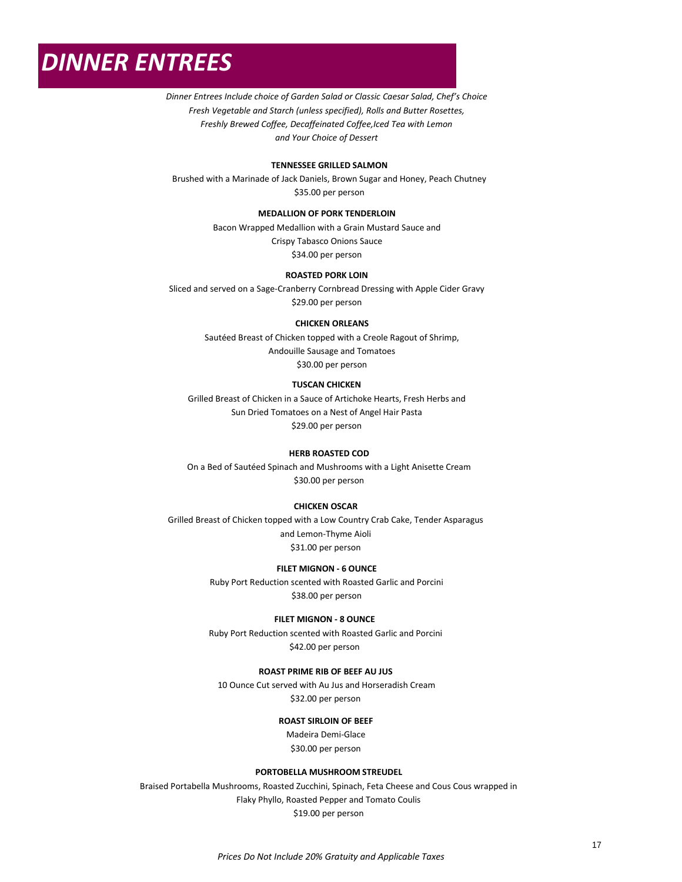# *DINNER ENTREES*

*Dinner Entrees Include choice of Garden Salad or Classic Caesar Salad, Chef's Choice Fresh Vegetable and Starch (unless specified), Rolls and Butter Rosettes, Freshly Brewed Coffee, Decaffeinated Coffee,Iced Tea with Lemon and Your Choice of Dessert*

**TENNESSEE GRILLED SALMON**

Brushed with a Marinade of Jack Daniels, Brown Sugar and Honey, Peach Chutney
$35.00 per person

**MEDALLION OF PORK TENDERLOIN**

Bacon Wrapped Medallion with a Grain Mustard Sauce and
Crispy Tabasco Onions Sauce
$34.00 per person

**ROASTED PORK LOIN**

Sliced and served on a Sage-Cranberry Cornbread Dressing with Apple Cider Gravy
$29.00 per person

**CHICKEN ORLEANS**

Sautéed Breast of Chicken topped with a Creole Ragout of Shrimp,
Andouille Sausage and Tomatoes
$30.00 per person

**TUSCAN CHICKEN**

Grilled Breast of Chicken in a Sauce of Artichoke Hearts, Fresh Herbs and
Sun Dried Tomatoes on a Nest of Angel Hair Pasta
$29.00 per person

**HERB ROASTED COD**

On a Bed of Sautéed Spinach and Mushrooms with a Light Anisette Cream
$30.00 per person

**CHICKEN OSCAR**

Grilled Breast of Chicken topped with a Low Country Crab Cake, Tender Asparagus
and Lemon-Thyme Aioli
$31.00 per person

**FILET MIGNON - 6 OUNCE**

Ruby Port Reduction scented with Roasted Garlic and Porcini
$38.00 per person

**FILET MIGNON - 8 OUNCE**

Ruby Port Reduction scented with Roasted Garlic and Porcini
$42.00 per person

**ROAST PRIME RIB OF BEEF AU JUS**

10 Ounce Cut served with Au Jus and Horseradish Cream
$32.00 per person

**ROAST SIRLOIN OF BEEF**

Madeira Demi-Glace
$30.00 per person

**PORTOBELLA MUSHROOM STREUDEL**

Braised Portabella Mushrooms, Roasted Zucchini, Spinach, Feta Cheese and Cous Cous wrapped in
Flaky Phyllo, Roasted Pepper and Tomato Coulis
$19.00 per person

*Prices Do Not Include 20% Gratuity and Applicable Taxes*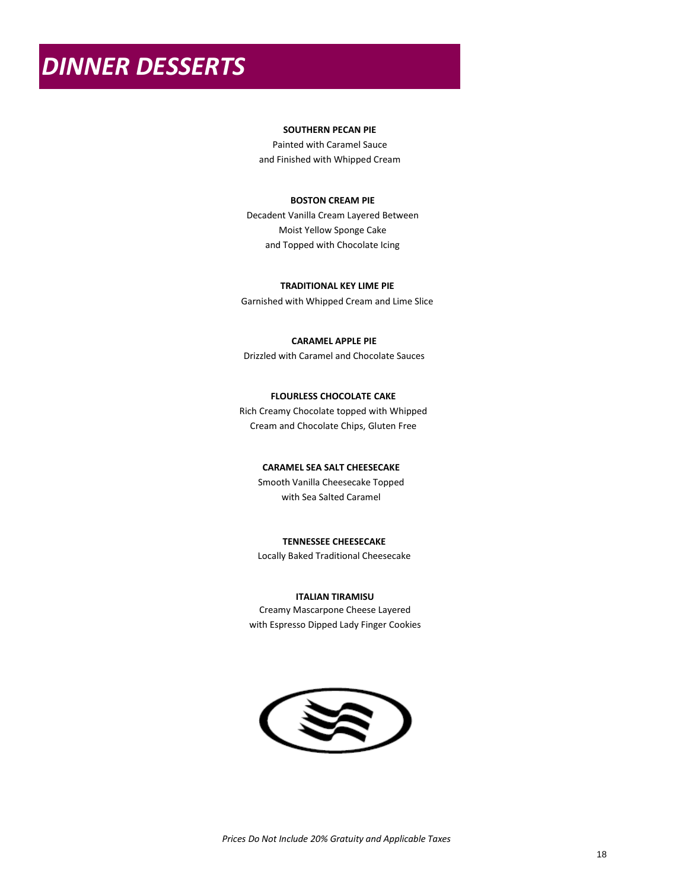# DINNER DESSERTS

**SOUTHERN PECAN PIE**

Painted with Caramel Sauce
and Finished with Whipped Cream

**BOSTON CREAM PIE**

Decadent Vanilla Cream Layered Between
Moist Yellow Sponge Cake
and Topped with Chocolate Icing

**TRADITIONAL KEY LIME PIE**

Garnished with Whipped Cream and Lime Slice

**CARAMEL APPLE PIE**

Drizzled with Caramel and Chocolate Sauces

**FLOURLESS CHOCOLATE CAKE**

Rich Creamy Chocolate topped with Whipped
Cream and Chocolate Chips, Gluten Free

**CARAMEL SEA SALT CHEESECAKE**

Smooth Vanilla Cheesecake Topped
with Sea Salted Caramel

**TENNESSEE CHEESECAKE**

Locally Baked Traditional Cheesecake

**ITALIAN TIRAMISU**

Creamy Mascarpone Cheese Layered
with Espresso Dipped Lady Finger Cookies

*Prices Do Not Include 20% Gratuity and Applicable Taxes*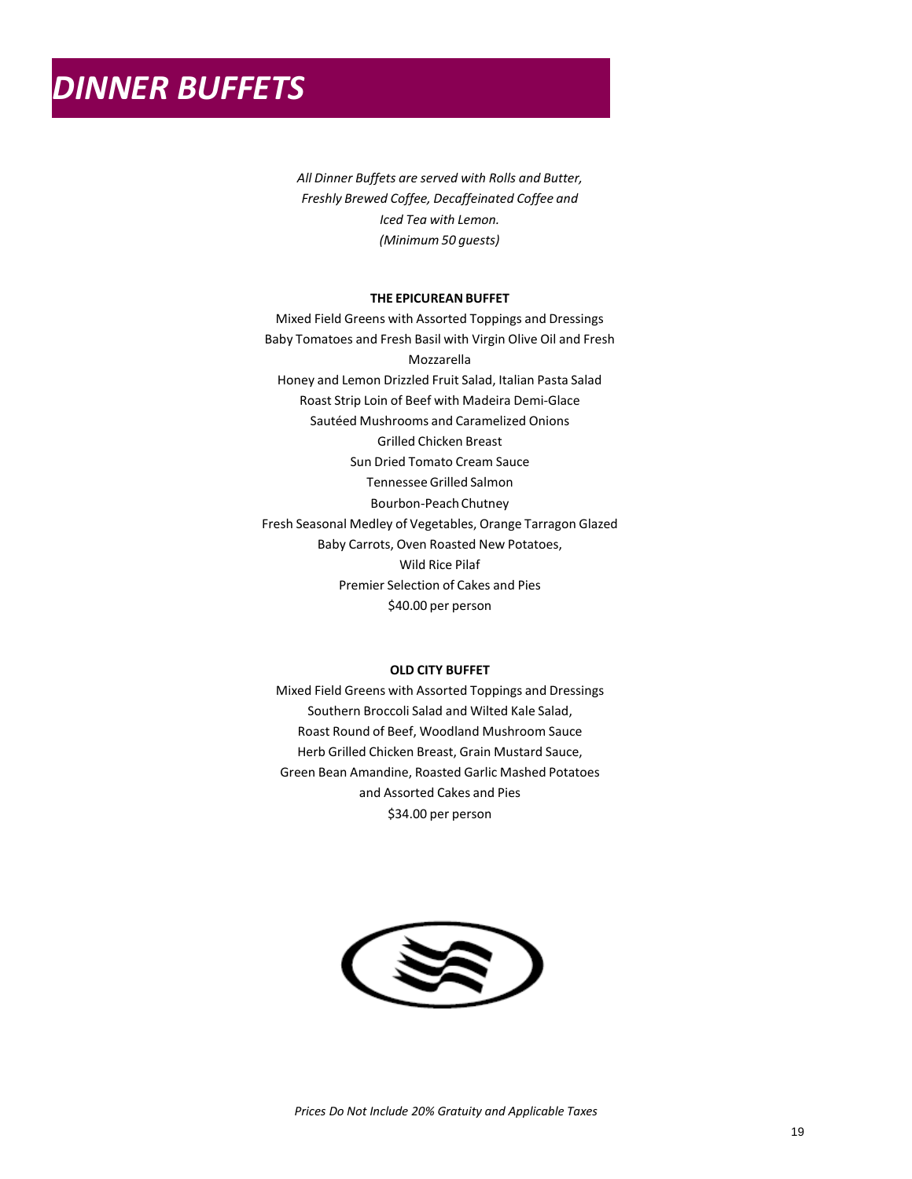# *DINNER BUFFETS*

*All Dinner Buffets are served with Rolls and Butter, Freshly Brewed Coffee, Decaffeinated Coffee and Iced Tea with Lemon.*
*(Minimum 50 guests)*

**THE EPICUREAN BUFFET**

Mixed Field Greens with Assorted Toppings and Dressings
Baby Tomatoes and Fresh Basil with Virgin Olive Oil and Fresh Mozzarella
Honey and Lemon Drizzled Fruit Salad, Italian Pasta Salad
Roast Strip Loin of Beef with Madeira Demi-Glace
Sautéed Mushrooms and Caramelized Onions
Grilled Chicken Breast
Sun Dried Tomato Cream Sauce
Tennessee Grilled Salmon
Bourbon-Peach Chutney
Fresh Seasonal Medley of Vegetables, Orange Tarragon Glazed Baby Carrots, Oven Roasted New Potatoes,
Wild Rice Pilaf
Premier Selection of Cakes and Pies
$40.00 per person

**OLD CITY BUFFET**

Mixed Field Greens with Assorted Toppings and Dressings
Southern Broccoli Salad and Wilted Kale Salad,
Roast Round of Beef, Woodland Mushroom Sauce
Herb Grilled Chicken Breast, Grain Mustard Sauce,
Green Bean Amandine, Roasted Garlic Mashed Potatoes
and Assorted Cakes and Pies
$34.00 per person

*Prices Do Not Include 20% Gratuity and Applicable Taxes*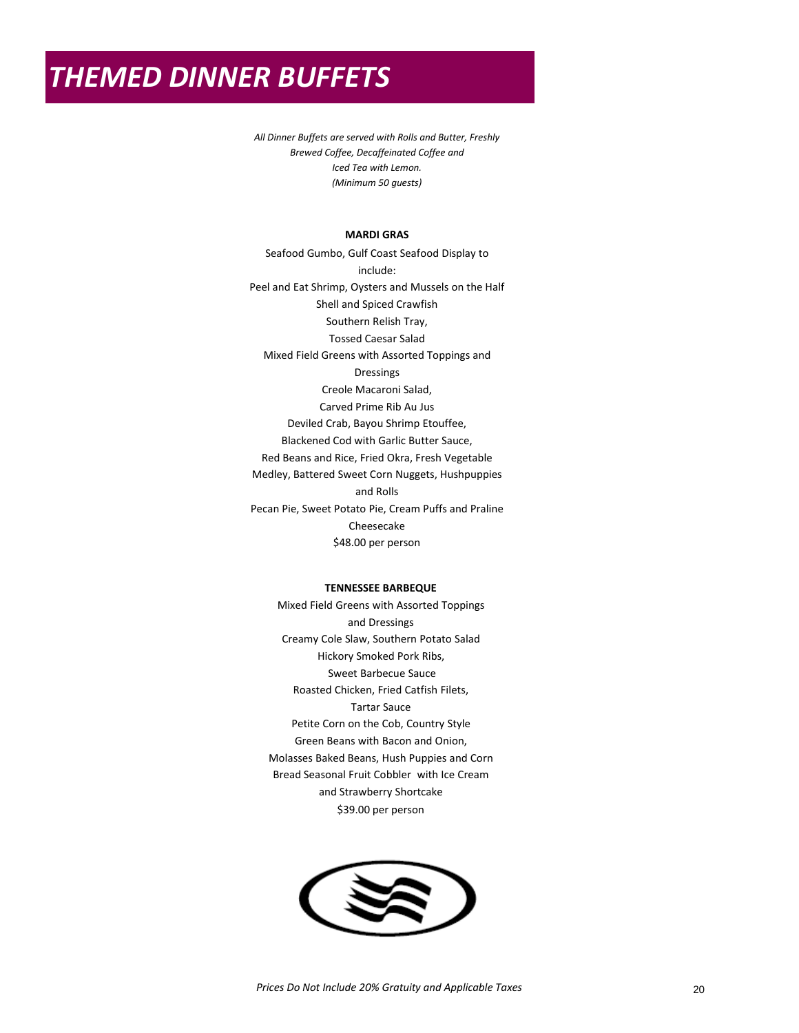# THEMED DINNER BUFFETS

*All Dinner Buffets are served with Rolls and Butter, Freshly Brewed Coffee, Decaffeinated Coffee and Iced Tea with Lemon.*
*(Minimum 50 guests)*

**MARDI GRAS**

Seafood Gumbo, Gulf Coast Seafood Display to include:
Peel and Eat Shrimp, Oysters and Mussels on the Half Shell and Spiced Crawfish
Southern Relish Tray,
Tossed Caesar Salad
Mixed Field Greens with Assorted Toppings and Dressings
Creole Macaroni Salad,
Carved Prime Rib Au Jus
Deviled Crab, Bayou Shrimp Etouffee,
Blackened Cod with Garlic Butter Sauce,
Red Beans and Rice, Fried Okra, Fresh Vegetable Medley, Battered Sweet Corn Nuggets, Hushpuppies and Rolls
Pecan Pie, Sweet Potato Pie, Cream Puffs and Praline Cheesecake
$48.00 per person

**TENNESSEE BARBEQUE**

Mixed Field Greens with Assorted Toppings and Dressings
Creamy Cole Slaw, Southern Potato Salad
Hickory Smoked Pork Ribs,
Sweet Barbecue Sauce
Roasted Chicken, Fried Catfish Filets,
Tartar Sauce
Petite Corn on the Cob, Country Style Green Beans with Bacon and Onion,
Molasses Baked Beans, Hush Puppies and Corn Bread Seasonal Fruit Cobbler with Ice Cream and Strawberry Shortcake
$39.00 per person

*Prices Do Not Include 20% Gratuity and Applicable Taxes*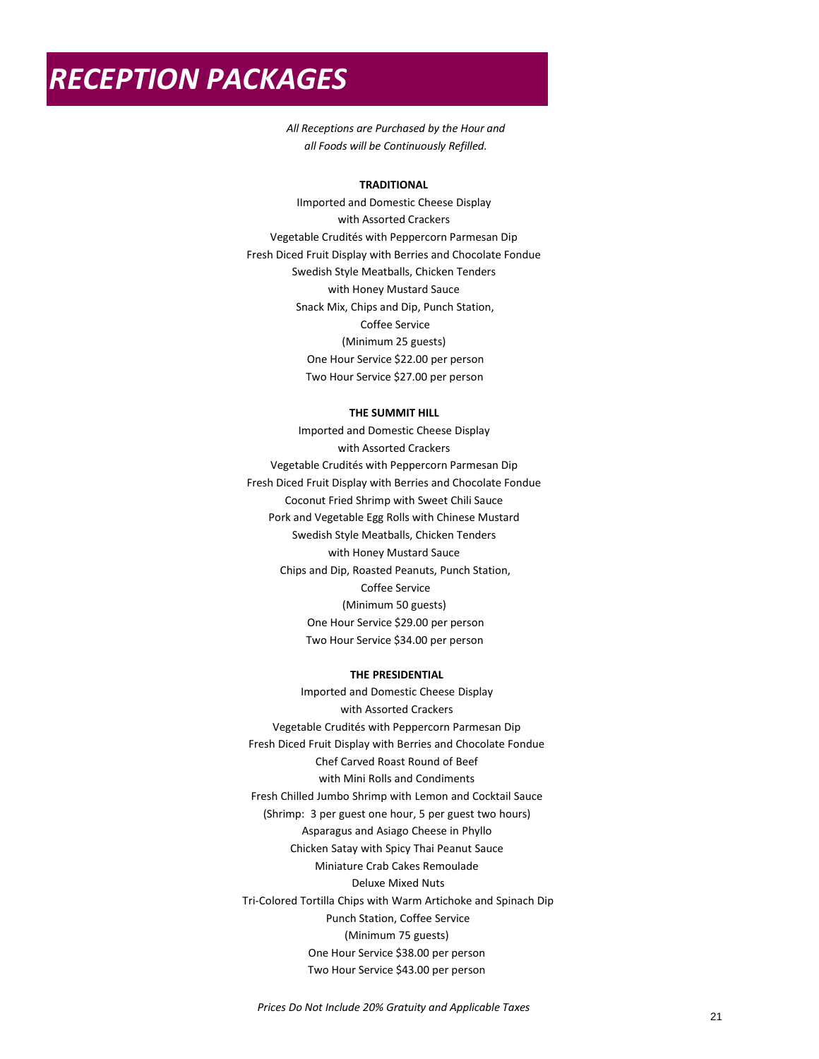# RECEPTION PACKAGES

*All Receptions are Purchased by the Hour and all Foods will be Continuously Refilled.*

**TRADITIONAL**

IImported and Domestic Cheese Display
with Assorted Crackers
Vegetable Crudités with Peppercorn Parmesan Dip
Fresh Diced Fruit Display with Berries and Chocolate Fondue
Swedish Style Meatballs, Chicken Tenders
with Honey Mustard Sauce
Snack Mix, Chips and Dip, Punch Station,
Coffee Service
(Minimum 25 guests)
One Hour Service $22.00 per person
Two Hour Service $27.00 per person

**THE SUMMIT HILL**

Imported and Domestic Cheese Display
with Assorted Crackers
Vegetable Crudités with Peppercorn Parmesan Dip
Fresh Diced Fruit Display with Berries and Chocolate Fondue
Coconut Fried Shrimp with Sweet Chili Sauce
Pork and Vegetable Egg Rolls with Chinese Mustard
Swedish Style Meatballs, Chicken Tenders
with Honey Mustard Sauce
Chips and Dip, Roasted Peanuts, Punch Station,
Coffee Service
(Minimum 50 guests)
One Hour Service $29.00 per person
Two Hour Service $34.00 per person

**THE PRESIDENTIAL**

Imported and Domestic Cheese Display
with Assorted Crackers
Vegetable Crudités with Peppercorn Parmesan Dip
Fresh Diced Fruit Display with Berries and Chocolate Fondue
Chef Carved Roast Round of Beef
with Mini Rolls and Condiments
Fresh Chilled Jumbo Shrimp with Lemon and Cocktail Sauce
(Shrimp: 3 per guest one hour, 5 per guest two hours)
Asparagus and Asiago Cheese in Phyllo
Chicken Satay with Spicy Thai Peanut Sauce
Miniature Crab Cakes Remoulade
Deluxe Mixed Nuts
Tri-Colored Tortilla Chips with Warm Artichoke and Spinach Dip
Punch Station, Coffee Service
(Minimum 75 guests)
One Hour Service $38.00 per person
Two Hour Service $43.00 per person

*Prices Do Not Include 20% Gratuity and Applicable Taxes*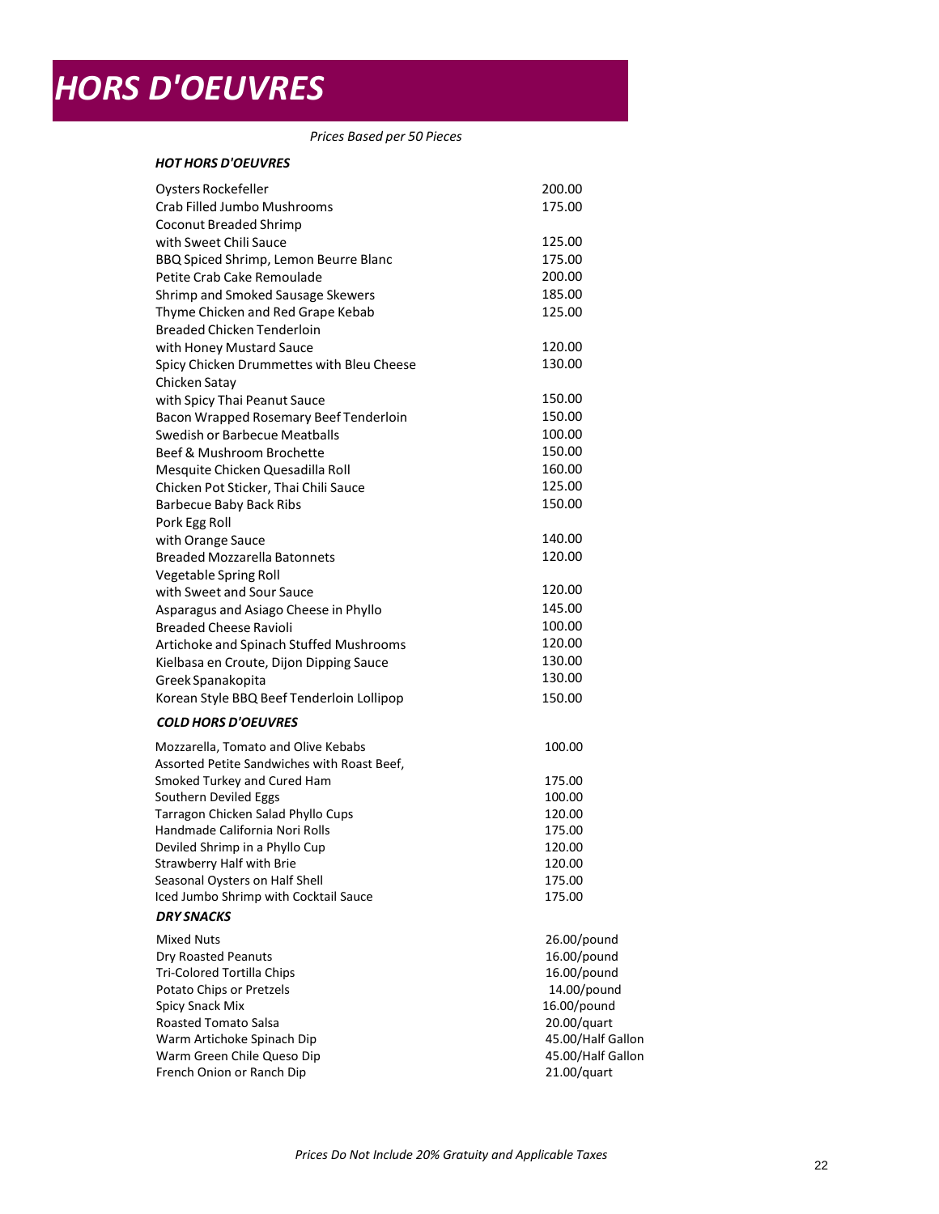# *HORS D'OEUVRES*

*Prices Based per 50 Pieces*

***HOT HORS D'OEUVRES***

| Item | Price |
|---|---|
| Oysters Rockefeller | 200.00 |
| Crab Filled Jumbo Mushrooms | 175.00 |
| Coconut Breaded Shrimp with Sweet Chili Sauce | 125.00 |
| BBQ Spiced Shrimp, Lemon Beurre Blanc | 175.00 |
| Petite Crab Cake Remoulade | 200.00 |
| Shrimp and Smoked Sausage Skewers | 185.00 |
| Thyme Chicken and Red Grape Kebab | 125.00 |
| Breaded Chicken Tenderloin with Honey Mustard Sauce | 120.00 |
| Spicy Chicken Drummettes with Bleu Cheese | 130.00 |
| Chicken Satay with Spicy Thai Peanut Sauce | 150.00 |
| Bacon Wrapped Rosemary Beef Tenderloin | 150.00 |
| Swedish or Barbecue Meatballs | 100.00 |
| Beef & Mushroom Brochette | 150.00 |
| Mesquite Chicken Quesadilla Roll | 160.00 |
| Chicken Pot Sticker, Thai Chili Sauce | 125.00 |
| Barbecue Baby Back Ribs | 150.00 |
| Pork Egg Roll with Orange Sauce | 140.00 |
| Breaded Mozzarella Batonnets | 120.00 |
| Vegetable Spring Roll with Sweet and Sour Sauce | 120.00 |
| Asparagus and Asiago Cheese in Phyllo | 145.00 |
| Breaded Cheese Ravioli | 100.00 |
| Artichoke and Spinach Stuffed Mushrooms | 120.00 |
| Kielbasa en Croute, Dijon Dipping Sauce | 130.00 |
| Greek Spanakopita | 130.00 |
| Korean Style BBQ Beef Tenderloin Lollipop | 150.00 |

***COLD HORS D'OEUVRES***

| Item | Price |
|---|---|
| Mozzarella, Tomato and Olive Kebabs | 100.00 |
| Assorted Petite Sandwiches with Roast Beef, Smoked Turkey and Cured Ham | 175.00 |
| Southern Deviled Eggs | 100.00 |
| Tarragon Chicken Salad Phyllo Cups | 120.00 |
| Handmade California Nori Rolls | 175.00 |
| Deviled Shrimp in a Phyllo Cup | 120.00 |
| Strawberry Half with Brie | 120.00 |
| Seasonal Oysters on Half Shell | 175.00 |
| Iced Jumbo Shrimp with Cocktail Sauce | 175.00 |

***DRY SNACKS***

| Item | Price |
|---|---|
| Mixed Nuts | 26.00/pound |
| Dry Roasted Peanuts | 16.00/pound |
| Tri-Colored Tortilla Chips | 16.00/pound |
| Potato Chips or Pretzels | 14.00/pound |
| Spicy Snack Mix | 16.00/pound |
| Roasted Tomato Salsa | 20.00/quart |
| Warm Artichoke Spinach Dip | 45.00/Half Gallon |
| Warm Green Chile Queso Dip | 45.00/Half Gallon |
| French Onion or Ranch Dip | 21.00/quart |

*Prices Do Not Include 20% Gratuity and Applicable Taxes*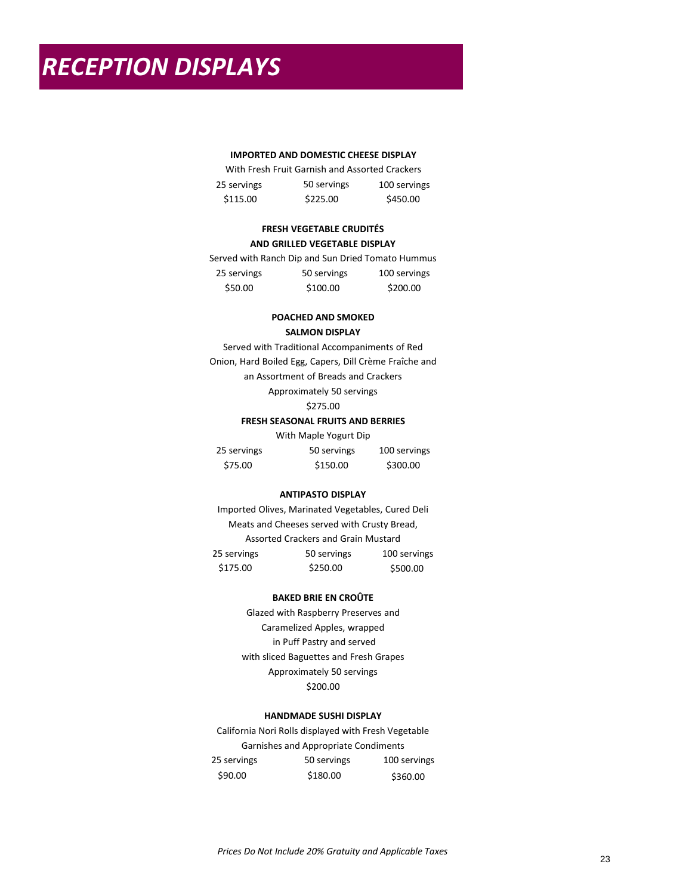# RECEPTION DISPLAYS

**IMPORTED AND DOMESTIC CHEESE DISPLAY**

With Fresh Fruit Garnish and Assorted Crackers

| 25 servings | 50 servings | 100 servings |
|---|---|---|
| $115.00 | $225.00 | $450.00 |

**FRESH VEGETABLE CRUDITÉS AND GRILLED VEGETABLE DISPLAY**

Served with Ranch Dip and Sun Dried Tomato Hummus

| 25 servings | 50 servings | 100 servings |
|---|---|---|
| $50.00 | $100.00 | $200.00 |

**POACHED AND SMOKED SALMON DISPLAY**

Served with Traditional Accompaniments of Red Onion, Hard Boiled Egg, Capers, Dill Crème Fraîche and an Assortment of Breads and Crackers

Approximately 50 servings

$275.00

**FRESH SEASONAL FRUITS AND BERRIES**

With Maple Yogurt Dip

| 25 servings | 50 servings | 100 servings |
|---|---|---|
| $75.00 | $150.00 | $300.00 |

**ANTIPASTO DISPLAY**

Imported Olives, Marinated Vegetables, Cured Deli Meats and Cheeses served with Crusty Bread, Assorted Crackers and Grain Mustard

| 25 servings | 50 servings | 100 servings |
|---|---|---|
| $175.00 | $250.00 | $500.00 |

**BAKED BRIE EN CROÛTE**

Glazed with Raspberry Preserves and Caramelized Apples, wrapped in Puff Pastry and served with sliced Baguettes and Fresh Grapes

Approximately 50 servings

$200.00

**HANDMADE SUSHI DISPLAY**

California Nori Rolls displayed with Fresh Vegetable Garnishes and Appropriate Condiments

| 25 servings | 50 servings | 100 servings |
|---|---|---|
| $90.00 | $180.00 | $360.00 |

*Prices Do Not Include 20% Gratuity and Applicable Taxes*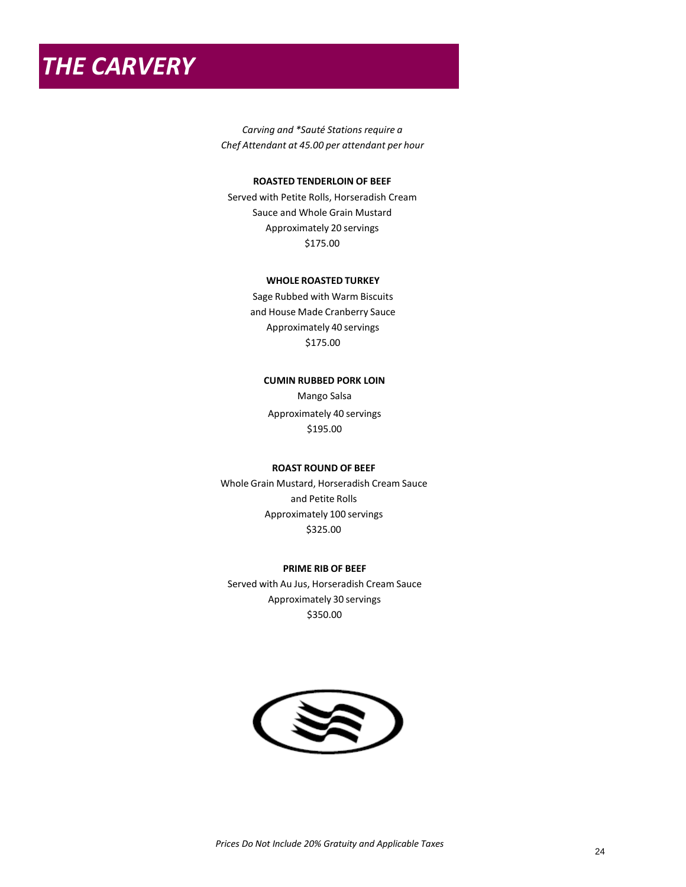# THE CARVERY

*Carving and \*Sauté Stations require a Chef Attendant at 45.00 per attendant per hour*

**ROASTED TENDERLOIN OF BEEF**

Served with Petite Rolls, Horseradish Cream Sauce and Whole Grain Mustard

Approximately 20 servings

$175.00

**WHOLE ROASTED TURKEY**

Sage Rubbed with Warm Biscuits and House Made Cranberry Sauce

Approximately 40 servings

$175.00

**CUMIN RUBBED PORK LOIN**

Mango Salsa

Approximately 40 servings

$195.00

**ROAST ROUND OF BEEF**

Whole Grain Mustard, Horseradish Cream Sauce and Petite Rolls

Approximately 100 servings

$325.00

**PRIME RIB OF BEEF**

Served with Au Jus, Horseradish Cream Sauce

Approximately 30 servings

$350.00

*Prices Do Not Include 20% Gratuity and Applicable Taxes*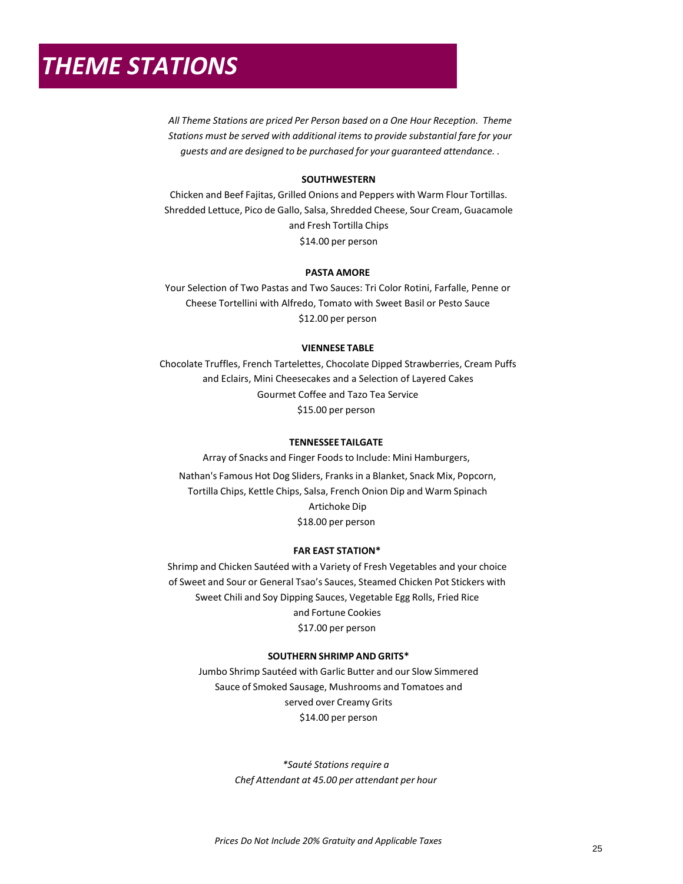# *THEME STATIONS*

*All Theme Stations are priced Per Person based on a One Hour Reception. Theme Stations must be served with additional items to provide substantial fare for your guests and are designed to be purchased for your guaranteed attendance.* .

**SOUTHWESTERN**

Chicken and Beef Fajitas, Grilled Onions and Peppers with Warm Flour Tortillas. Shredded Lettuce, Pico de Gallo, Salsa, Shredded Cheese, Sour Cream, Guacamole and Fresh Tortilla Chips

$14.00 per person

**PASTA AMORE**

Your Selection of Two Pastas and Two Sauces: Tri Color Rotini, Farfalle, Penne or Cheese Tortellini with Alfredo, Tomato with Sweet Basil or Pesto Sauce

$12.00 per person

**VIENNESE TABLE**

Chocolate Truffles, French Tartelettes, Chocolate Dipped Strawberries, Cream Puffs and Eclairs, Mini Cheesecakes and a Selection of Layered Cakes

Gourmet Coffee and Tazo Tea Service

$15.00 per person

**TENNESSEE TAILGATE**

Array of Snacks and Finger Foods to Include: Mini Hamburgers, Nathan's Famous Hot Dog Sliders, Franks in a Blanket, Snack Mix, Popcorn, Tortilla Chips, Kettle Chips, Salsa, French Onion Dip and Warm Spinach Artichoke Dip

$18.00 per person

**FAR EAST STATION***

Shrimp and Chicken Sautéed with a Variety of Fresh Vegetables and your choice of Sweet and Sour or General Tsao's Sauces, Steamed Chicken Pot Stickers with Sweet Chili and Soy Dipping Sauces, Vegetable Egg Rolls, Fried Rice and Fortune Cookies

$17.00 per person

**SOUTHERN SHRIMP AND GRITS***

Jumbo Shrimp Sautéed with Garlic Butter and our Slow Simmered Sauce of Smoked Sausage, Mushrooms and Tomatoes and served over Creamy Grits

$14.00 per person

*\*Sauté Stations require a Chef Attendant at 45.00 per attendant per hour*

*Prices Do Not Include 20% Gratuity and Applicable Taxes*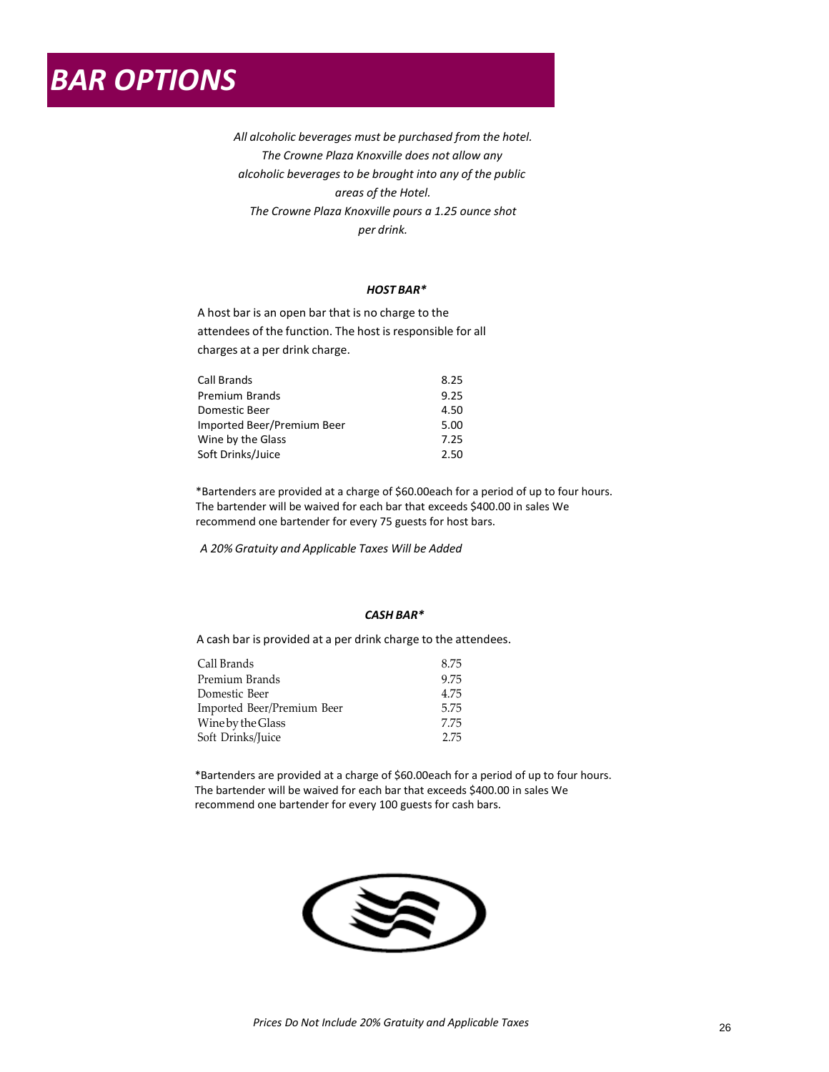# BAR OPTIONS

*All alcoholic beverages must be purchased from the hotel.*
*The Crowne Plaza Knoxville does not allow any alcoholic beverages to be brought into any of the public areas of the Hotel.*
*The Crowne Plaza Knoxville pours a 1.25 ounce shot per drink.*

### *HOST BAR\**

A host bar is an open bar that is no charge to the attendees of the function. The host is responsible for all charges at a per drink charge.

| | |
|---|---|
| Call Brands | 8.25 |
| Premium Brands | 9.25 |
| Domestic Beer | 4.50 |
| Imported Beer/Premium Beer | 5.00 |
| Wine by the Glass | 7.25 |
| Soft Drinks/Juice | 2.50 |

*Bartenders are provided at a charge of $60.00each for a period of up to four hours. The bartender will be waived for each bar that exceeds $400.00 in sales We recommend one bartender for every 75 guests for host bars.

*A 20% Gratuity and Applicable Taxes Will be Added*

### *CASH BAR\**

A cash bar is provided at a per drink charge to the attendees.

| | |
|---|---|
| Call Brands | 8.75 |
| Premium Brands | 9.75 |
| Domestic Beer | 4.75 |
| Imported Beer/Premium Beer | 5.75 |
| Wine by the Glass | 7.75 |
| Soft Drinks/Juice | 2.75 |

*Bartenders are provided at a charge of $60.00each for a period of up to four hours. The bartender will be waived for each bar that exceeds $400.00 in sales We recommend one bartender for every 100 guests for cash bars.

*Prices Do Not Include 20% Gratuity and Applicable Taxes*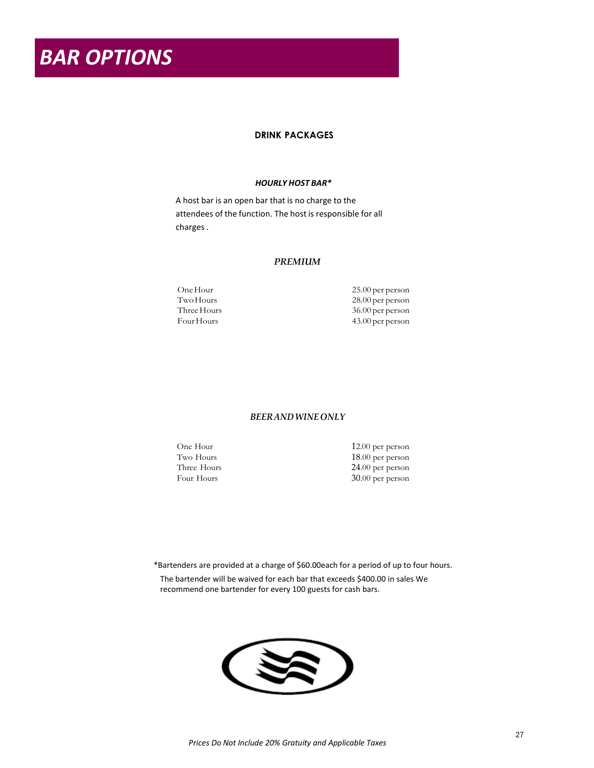# BAR OPTIONS

## DRINK PACKAGES

### *HOURLY HOST BAR**

A host bar is an open bar that is no charge to the attendees of the function. The host is responsible for all charges .

### *PREMIUM*

| | |
|---|---|
| One Hour | 25.00 per person |
| Two Hours | 28.00 per person |
| Three Hours | 36.00 per person |
| Four Hours | 43.00 per person |

### *BEER AND WINE ONLY*

| | |
|---|---|
| One Hour | 12.00 per person |
| Two Hours | 18.00 per person |
| Three Hours | 24.00 per person |
| Four Hours | 30.00 per person |

*Bartenders are provided at a charge of $60.00each for a period of up to four hours.

The bartender will be waived for each bar that exceeds $400.00 in sales We recommend one bartender for every 100 guests for cash bars.

*Prices Do Not Include 20% Gratuity and Applicable Taxes*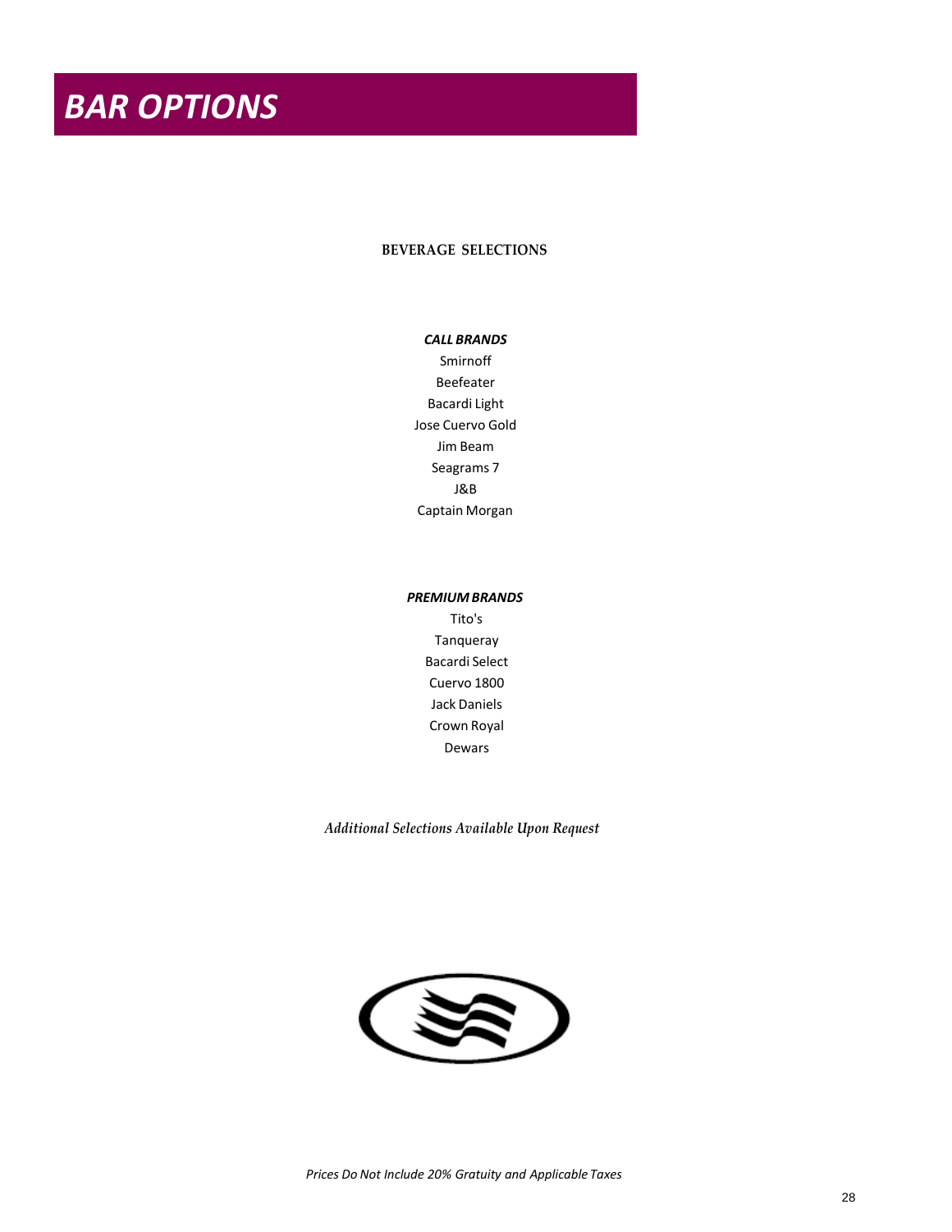# BAR OPTIONS

**BEVERAGE SELECTIONS**

***CALL BRANDS***

Smirnoff
Beefeater
Bacardi Light
Jose Cuervo Gold
Jim Beam
Seagrams 7
J&B
Captain Morgan

***PREMIUM BRANDS***

Tito's
Tanqueray
Bacardi Select
Cuervo 1800
Jack Daniels
Crown Royal
Dewars

*Additional Selections Available Upon Request*

*Prices Do Not Include 20% Gratuity and Applicable Taxes*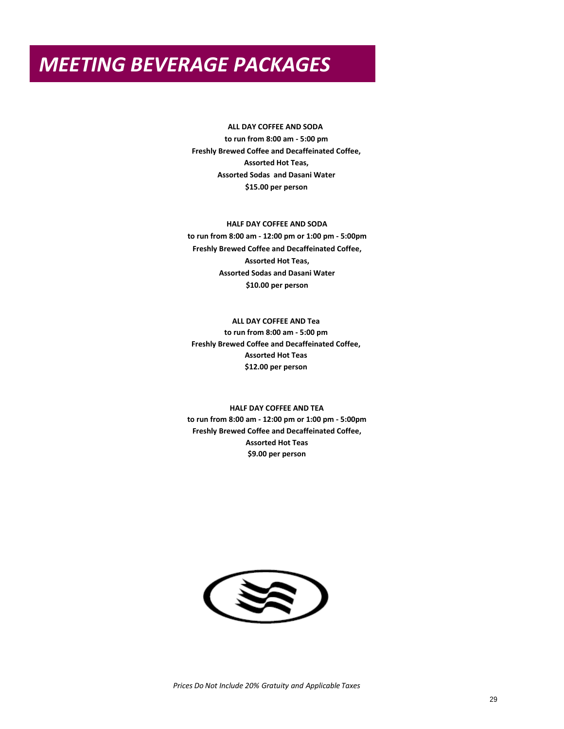# *MEETING BEVERAGE PACKAGES*

**ALL DAY COFFEE AND SODA**
**to run from 8:00 am - 5:00 pm**
**Freshly Brewed Coffee and Decaffeinated Coffee,**
**Assorted Hot Teas,**
**Assorted Sodas and Dasani Water**
**$15.00 per person**

**HALF DAY COFFEE AND SODA**
**to run from 8:00 am - 12:00 pm or 1:00 pm - 5:00pm**
**Freshly Brewed Coffee and Decaffeinated Coffee,**
**Assorted Hot Teas,**
**Assorted Sodas and Dasani Water**
**$10.00 per person**

**ALL DAY COFFEE AND Tea**
**to run from 8:00 am - 5:00 pm**
**Freshly Brewed Coffee and Decaffeinated Coffee,**
**Assorted Hot Teas**
**$12.00 per person**

**HALF DAY COFFEE AND TEA**
**to run from 8:00 am - 12:00 pm or 1:00 pm - 5:00pm**
**Freshly Brewed Coffee and Decaffeinated Coffee,**
**Assorted Hot Teas**
**$9.00 per person**

*Prices Do Not Include 20% Gratuity and Applicable Taxes*